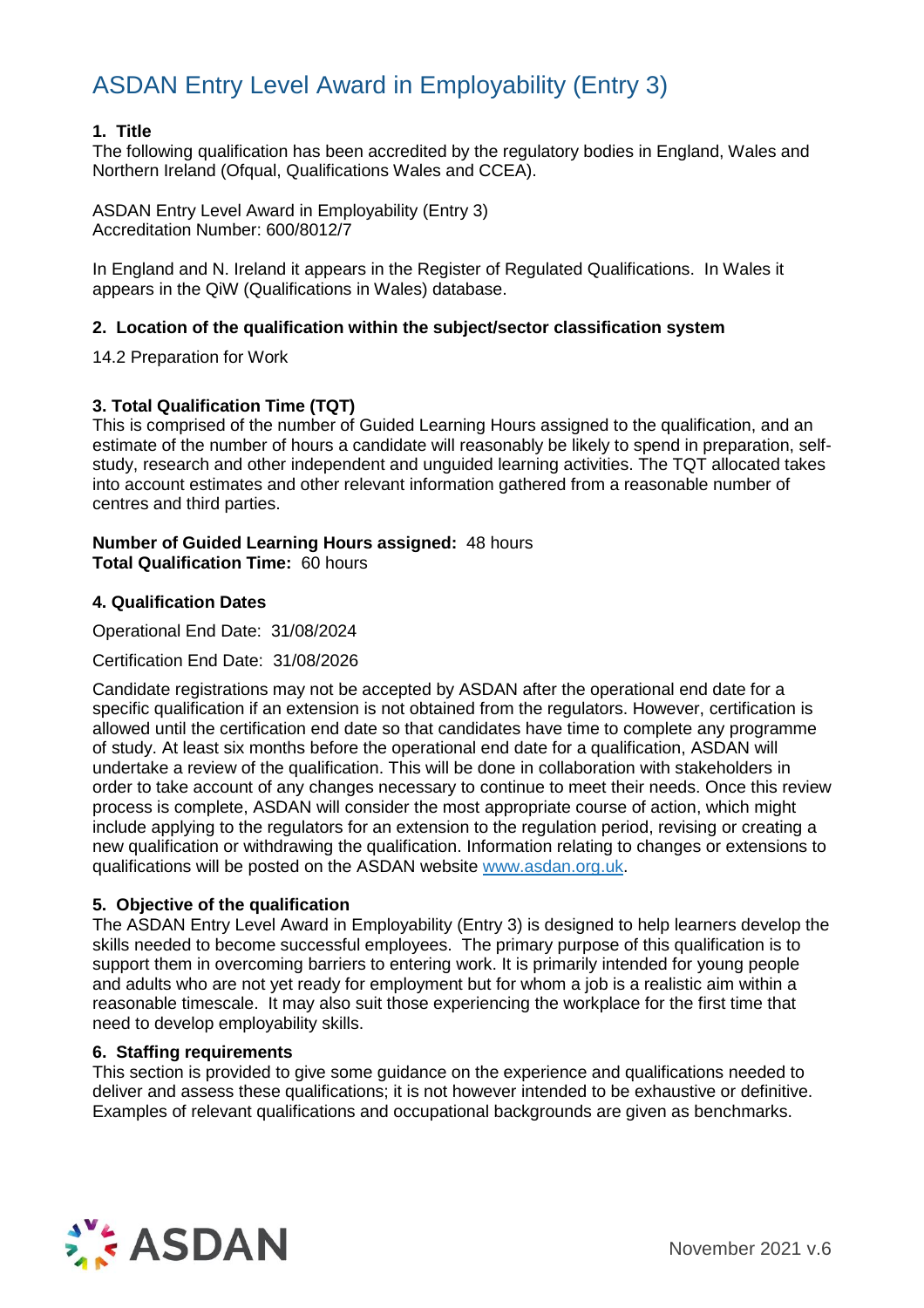# ASDAN Entry Level Award in Employability (Entry 3)

**1. Title**

The following qualification has been accredited by the regulatory bodies in England, Wales and Northern Ireland (Ofqual, Qualifications Wales and CCEA).

ASDAN Entry Level Award in Employability (Entry 3)
Accreditation Number: 600/8012/7

In England and N. Ireland it appears in the Register of Regulated Qualifications. In Wales it appears in the QiW (Qualifications in Wales) database.

**2. Location of the qualification within the subject/sector classification system**

14.2 Preparation for Work

**3. Total Qualification Time (TQT)**

This is comprised of the number of Guided Learning Hours assigned to the qualification, and an estimate of the number of hours a candidate will reasonably be likely to spend in preparation, self-study, research and other independent and unguided learning activities. The TQT allocated takes into account estimates and other relevant information gathered from a reasonable number of centres and third parties.

**Number of Guided Learning Hours assigned:** 48 hours
**Total Qualification Time:** 60 hours

**4. Qualification Dates**

Operational End Date: 31/08/2024

Certification End Date: 31/08/2026

Candidate registrations may not be accepted by ASDAN after the operational end date for a specific qualification if an extension is not obtained from the regulators. However, certification is allowed until the certification end date so that candidates have time to complete any programme of study. At least six months before the operational end date for a qualification, ASDAN will undertake a review of the qualification. This will be done in collaboration with stakeholders in order to take account of any changes necessary to continue to meet their needs. Once this review process is complete, ASDAN will consider the most appropriate course of action, which might include applying to the regulators for an extension to the regulation period, revising or creating a new qualification or withdrawing the qualification. Information relating to changes or extensions to qualifications will be posted on the ASDAN website www.asdan.org.uk.

**5. Objective of the qualification**

The ASDAN Entry Level Award in Employability (Entry 3) is designed to help learners develop the skills needed to become successful employees. The primary purpose of this qualification is to support them in overcoming barriers to entering work. It is primarily intended for young people and adults who are not yet ready for employment but for whom a job is a realistic aim within a reasonable timescale. It may also suit those experiencing the workplace for the first time that need to develop employability skills.

**6. Staffing requirements**

This section is provided to give some guidance on the experience and qualifications needed to deliver and assess these qualifications; it is not however intended to be exhaustive or definitive. Examples of relevant qualifications and occupational backgrounds are given as benchmarks.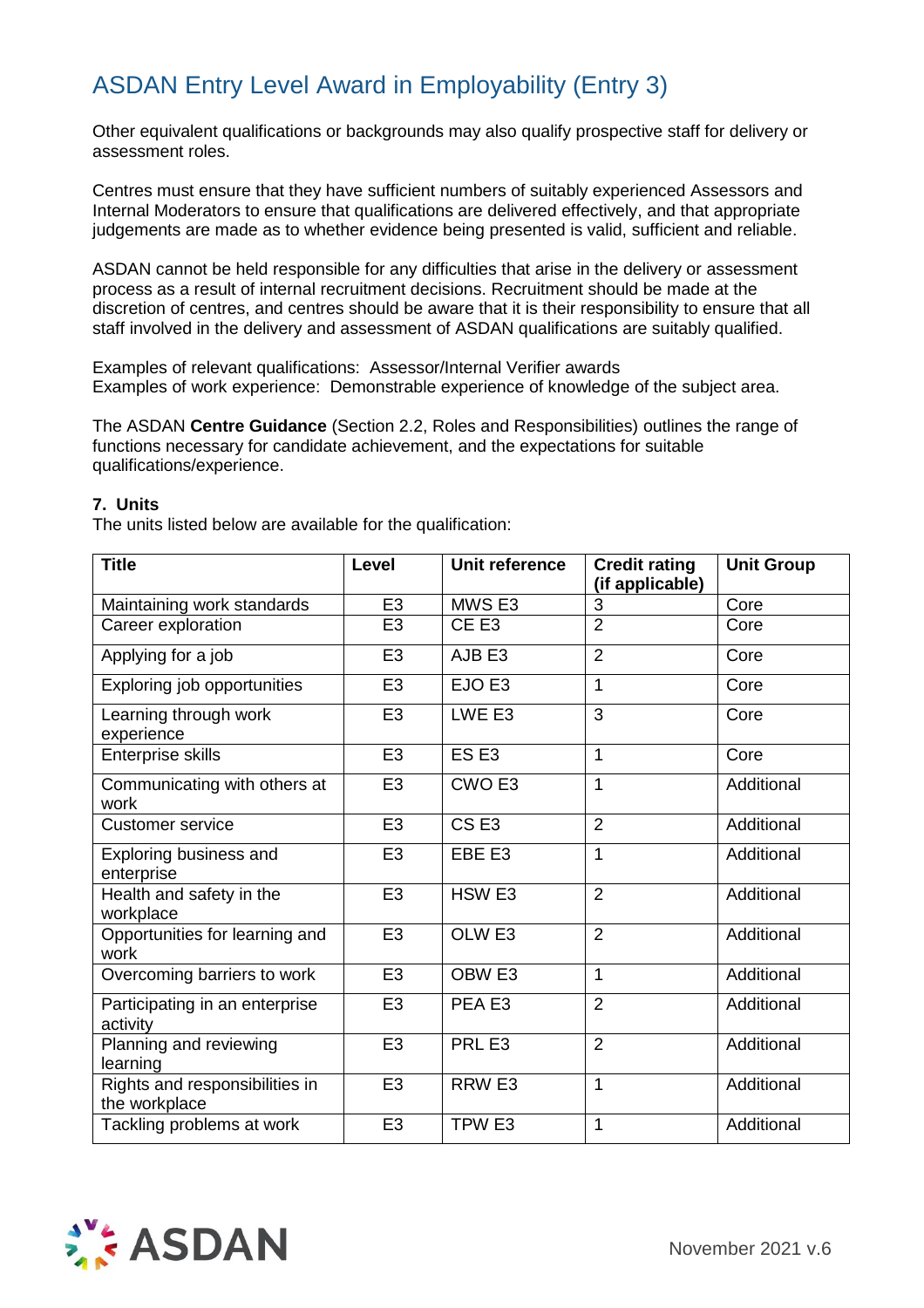# ASDAN Entry Level Award in Employability (Entry 3)

Other equivalent qualifications or backgrounds may also qualify prospective staff for delivery or assessment roles.

Centres must ensure that they have sufficient numbers of suitably experienced Assessors and Internal Moderators to ensure that qualifications are delivered effectively, and that appropriate judgements are made as to whether evidence being presented is valid, sufficient and reliable.

ASDAN cannot be held responsible for any difficulties that arise in the delivery or assessment process as a result of internal recruitment decisions. Recruitment should be made at the discretion of centres, and centres should be aware that it is their responsibility to ensure that all staff involved in the delivery and assessment of ASDAN qualifications are suitably qualified.

Examples of relevant qualifications: Assessor/Internal Verifier awards
Examples of work experience: Demonstrable experience of knowledge of the subject area.

The ASDAN **Centre Guidance** (Section 2.2, Roles and Responsibilities) outlines the range of functions necessary for candidate achievement, and the expectations for suitable qualifications/experience.

**7. Units**

The units listed below are available for the qualification:

| Title | Level | Unit reference | Credit rating (if applicable) | Unit Group |
|---|---|---|---|---|
| Maintaining work standards | E3 | MWS E3 | 3 | Core |
| Career exploration | E3 | CE E3 | 2 | Core |
| Applying for a job | E3 | AJB E3 | 2 | Core |
| Exploring job opportunities | E3 | EJO E3 | 1 | Core |
| Learning through work experience | E3 | LWE E3 | 3 | Core |
| Enterprise skills | E3 | ES E3 | 1 | Core |
| Communicating with others at work | E3 | CWO E3 | 1 | Additional |
| Customer service | E3 | CS E3 | 2 | Additional |
| Exploring business and enterprise | E3 | EBE E3 | 1 | Additional |
| Health and safety in the workplace | E3 | HSW E3 | 2 | Additional |
| Opportunities for learning and work | E3 | OLW E3 | 2 | Additional |
| Overcoming barriers to work | E3 | OBW E3 | 1 | Additional |
| Participating in an enterprise activity | E3 | PEA E3 | 2 | Additional |
| Planning and reviewing learning | E3 | PRL E3 | 2 | Additional |
| Rights and responsibilities in the workplace | E3 | RRW E3 | 1 | Additional |
| Tackling problems at work | E3 | TPW E3 | 1 | Additional |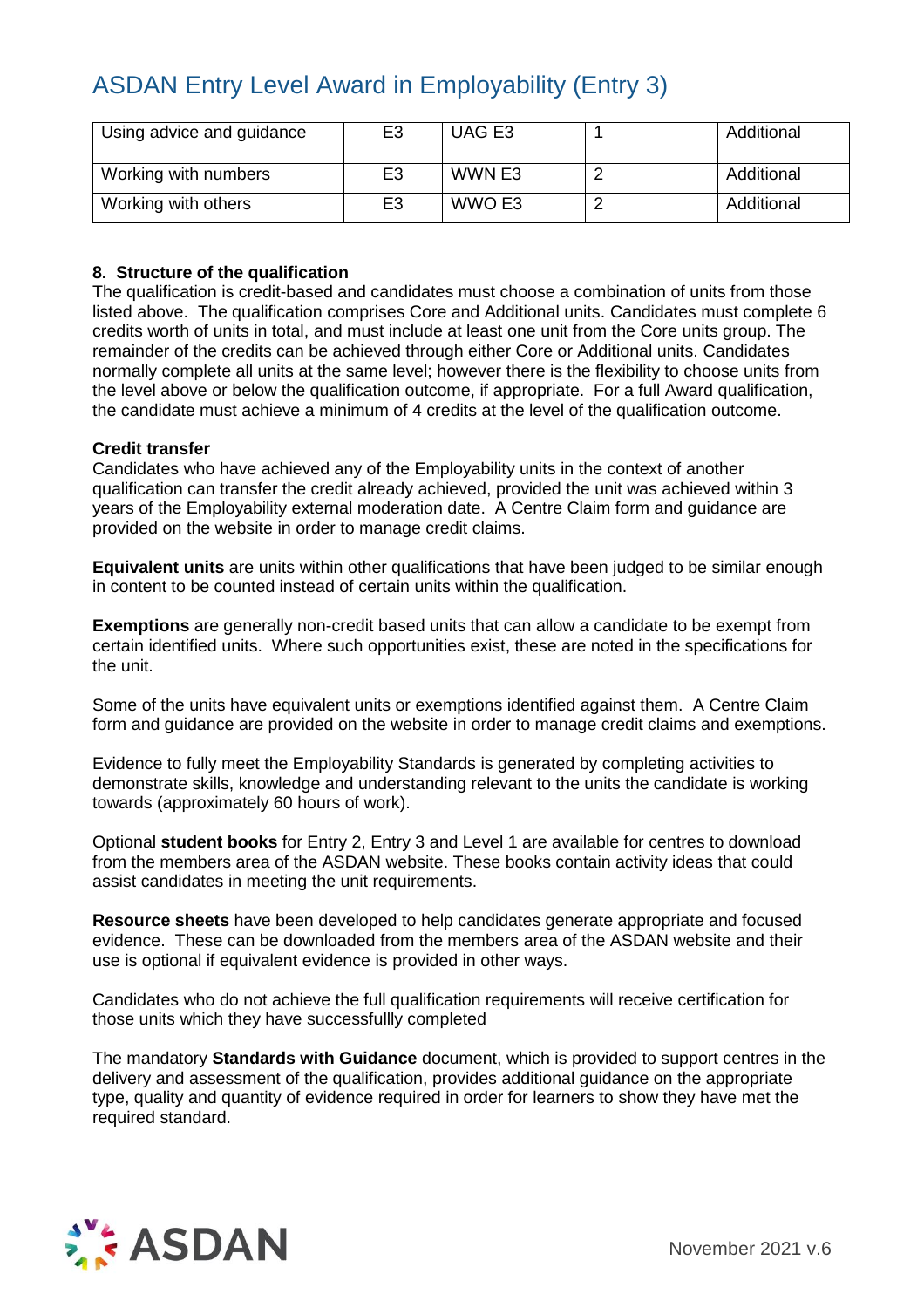| Using advice and guidance | E3 | UAG E3 | 1 | Additional |
|---|---|---|---|---|
| Working with numbers | E3 | WWN E3 | 2 | Additional |
| Working with others | E3 | WWO E3 | 2 | Additional |

**8. Structure of the qualification**

The qualification is credit-based and candidates must choose a combination of units from those listed above. The qualification comprises Core and Additional units. Candidates must complete 6 credits worth of units in total, and must include at least one unit from the Core units group. The remainder of the credits can be achieved through either Core or Additional units. Candidates normally complete all units at the same level; however there is the flexibility to choose units from the level above or below the qualification outcome, if appropriate. For a full Award qualification, the candidate must achieve a minimum of 4 credits at the level of the qualification outcome.

**Credit transfer**

Candidates who have achieved any of the Employability units in the context of another qualification can transfer the credit already achieved, provided the unit was achieved within 3 years of the Employability external moderation date. A Centre Claim form and guidance are provided on the website in order to manage credit claims.

**Equivalent units** are units within other qualifications that have been judged to be similar enough in content to be counted instead of certain units within the qualification.

**Exemptions** are generally non-credit based units that can allow a candidate to be exempt from certain identified units. Where such opportunities exist, these are noted in the specifications for the unit.

Some of the units have equivalent units or exemptions identified against them. A Centre Claim form and guidance are provided on the website in order to manage credit claims and exemptions.

Evidence to fully meet the Employability Standards is generated by completing activities to demonstrate skills, knowledge and understanding relevant to the units the candidate is working towards (approximately 60 hours of work).

Optional **student books** for Entry 2, Entry 3 and Level 1 are available for centres to download from the members area of the ASDAN website. These books contain activity ideas that could assist candidates in meeting the unit requirements.

**Resource sheets** have been developed to help candidates generate appropriate and focused evidence. These can be downloaded from the members area of the ASDAN website and their use is optional if equivalent evidence is provided in other ways.

Candidates who do not achieve the full qualification requirements will receive certification for those units which they have successfullly completed

The mandatory **Standards with Guidance** document, which is provided to support centres in the delivery and assessment of the qualification, provides additional guidance on the appropriate type, quality and quantity of evidence required in order for learners to show they have met the required standard.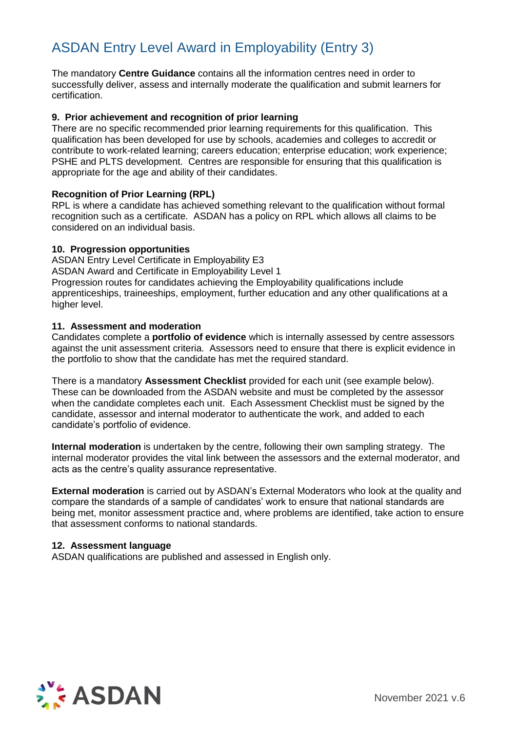# ASDAN Entry Level Award in Employability (Entry 3)

The mandatory **Centre Guidance** contains all the information centres need in order to successfully deliver, assess and internally moderate the qualification and submit learners for certification.

### 9. Prior achievement and recognition of prior learning

There are no specific recommended prior learning requirements for this qualification. This qualification has been developed for use by schools, academies and colleges to accredit or contribute to work-related learning; careers education; enterprise education; work experience; PSHE and PLTS development. Centres are responsible for ensuring that this qualification is appropriate for the age and ability of their candidates.

### Recognition of Prior Learning (RPL)

RPL is where a candidate has achieved something relevant to the qualification without formal recognition such as a certificate. ASDAN has a policy on RPL which allows all claims to be considered on an individual basis.

### 10. Progression opportunities

ASDAN Entry Level Certificate in Employability E3
ASDAN Award and Certificate in Employability Level 1
Progression routes for candidates achieving the Employability qualifications include apprenticeships, traineeships, employment, further education and any other qualifications at a higher level.

### 11. Assessment and moderation

Candidates complete a **portfolio of evidence** which is internally assessed by centre assessors against the unit assessment criteria. Assessors need to ensure that there is explicit evidence in the portfolio to show that the candidate has met the required standard.

There is a mandatory **Assessment Checklist** provided for each unit (see example below). These can be downloaded from the ASDAN website and must be completed by the assessor when the candidate completes each unit. Each Assessment Checklist must be signed by the candidate, assessor and internal moderator to authenticate the work, and added to each candidate's portfolio of evidence.

**Internal moderation** is undertaken by the centre, following their own sampling strategy. The internal moderator provides the vital link between the assessors and the external moderator, and acts as the centre's quality assurance representative.

**External moderation** is carried out by ASDAN's External Moderators who look at the quality and compare the standards of a sample of candidates' work to ensure that national standards are being met, monitor assessment practice and, where problems are identified, take action to ensure that assessment conforms to national standards.

### 12. Assessment language

ASDAN qualifications are published and assessed in English only.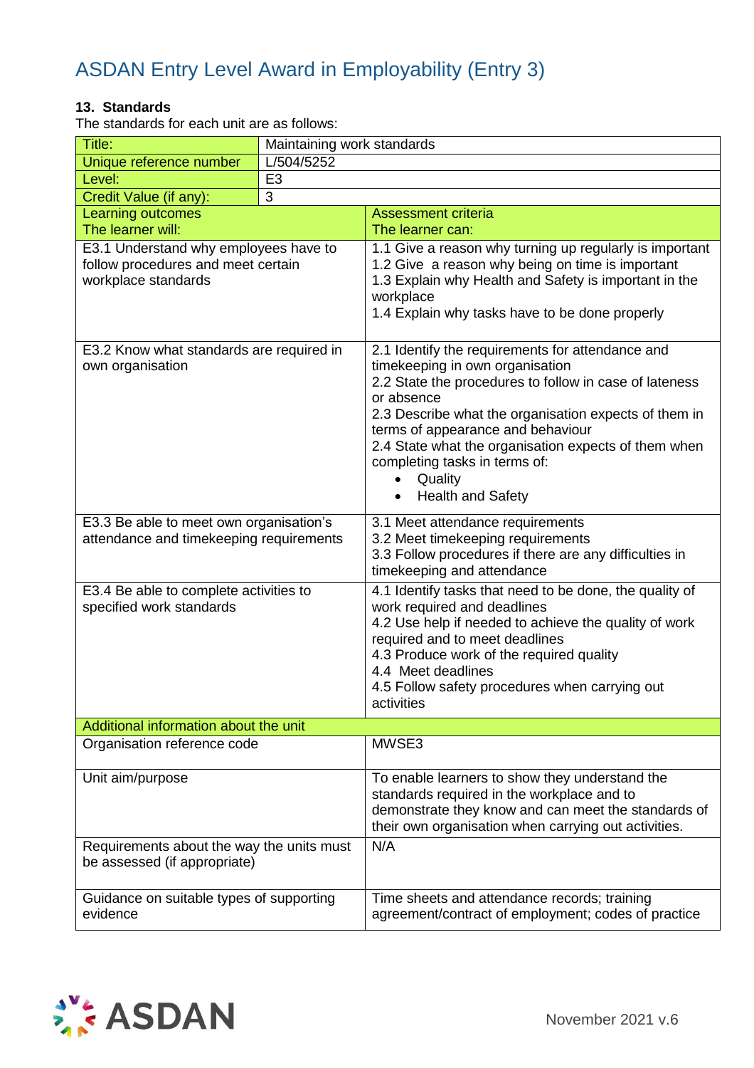# ASDAN Entry Level Award in Employability (Entry 3)

**13. Standards**

The standards for each unit are as follows:

| Title: | Maintaining work standards |
|---|---|
| Unique reference number | L/504/5252 |
| Level: | E3 |
| Credit Value (if any): | 3 |

| Learning outcomes<br>The learner will: | Assessment criteria<br>The learner can: |
|---|---|
| E3.1 Understand why employees have to follow procedures and meet certain workplace standards | 1.1 Give a reason why turning up regularly is important<br>1.2 Give a reason why being on time is important<br>1.3 Explain why Health and Safety is important in the workplace<br>1.4 Explain why tasks have to be done properly |
| E3.2 Know what standards are required in own organisation | 2.1 Identify the requirements for attendance and timekeeping in own organisation<br>2.2 State the procedures to follow in case of lateness or absence<br>2.3 Describe what the organisation expects of them in terms of appearance and behaviour<br>2.4 State what the organisation expects of them when completing tasks in terms of:<br>• Quality<br>• Health and Safety |
| E3.3 Be able to meet own organisation's attendance and timekeeping requirements | 3.1 Meet attendance requirements<br>3.2 Meet timekeeping requirements<br>3.3 Follow procedures if there are any difficulties in timekeeping and attendance |
| E3.4 Be able to complete activities to specified work standards | 4.1 Identify tasks that need to be done, the quality of work required and deadlines<br>4.2 Use help if needed to achieve the quality of work required and to meet deadlines<br>4.3 Produce work of the required quality<br>4.4 Meet deadlines<br>4.5 Follow safety procedures when carrying out activities |
| **Additional information about the unit** | |
| Organisation reference code | MWSE3 |
| Unit aim/purpose | To enable learners to show they understand the standards required in the workplace and to demonstrate they know and can meet the standards of their own organisation when carrying out activities. |
| Requirements about the way the units must be assessed (if appropriate) | N/A |
| Guidance on suitable types of supporting evidence | Time sheets and attendance records; training agreement/contract of employment; codes of practice |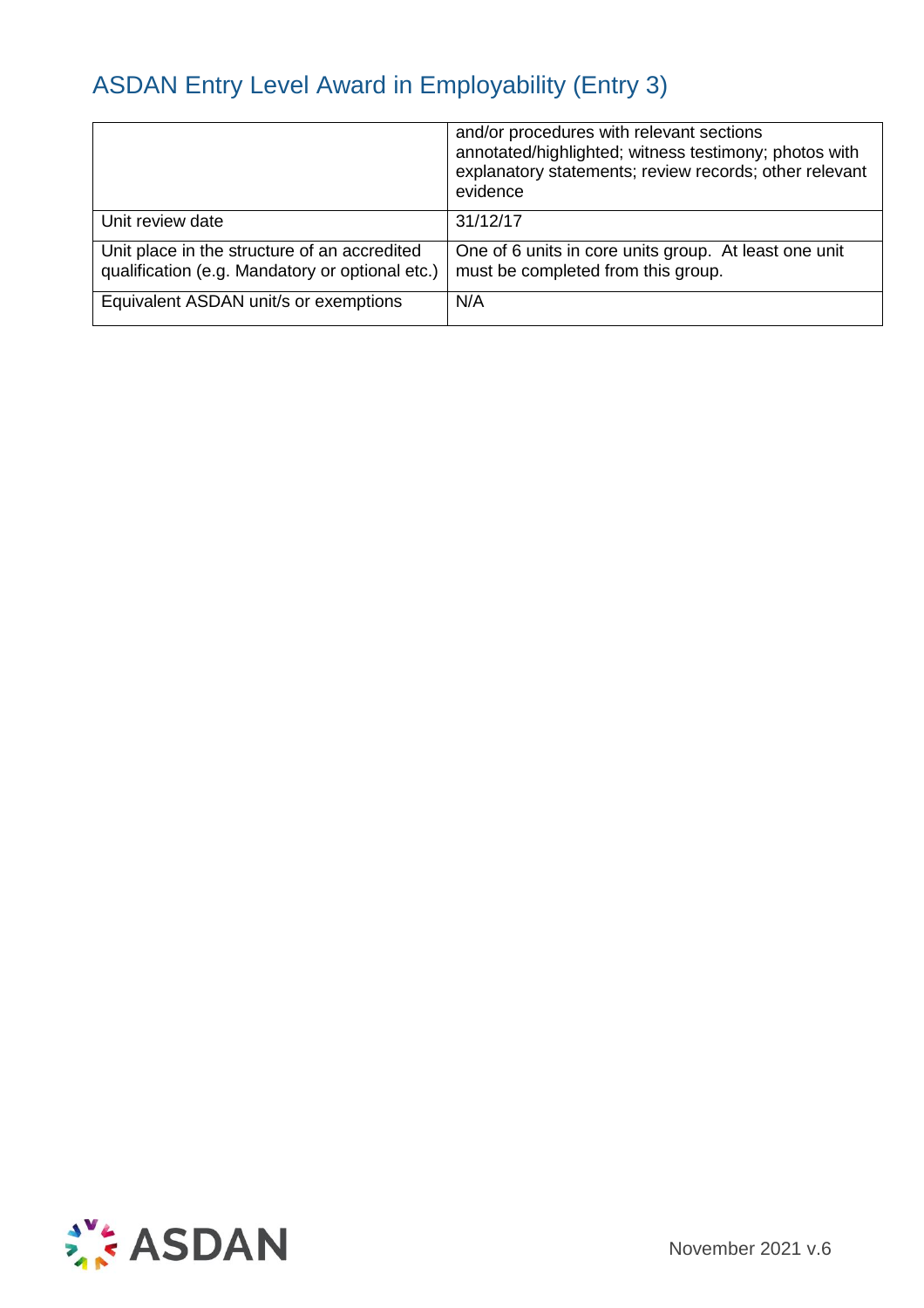| | |
|---|---|
| | and/or procedures with relevant sections annotated/highlighted; witness testimony; photos with explanatory statements; review records; other relevant evidence |
| Unit review date | 31/12/17 |
| Unit place in the structure of an accredited qualification (e.g. Mandatory or optional etc.) | One of 6 units in core units group. At least one unit must be completed from this group. |
| Equivalent ASDAN unit/s or exemptions | N/A |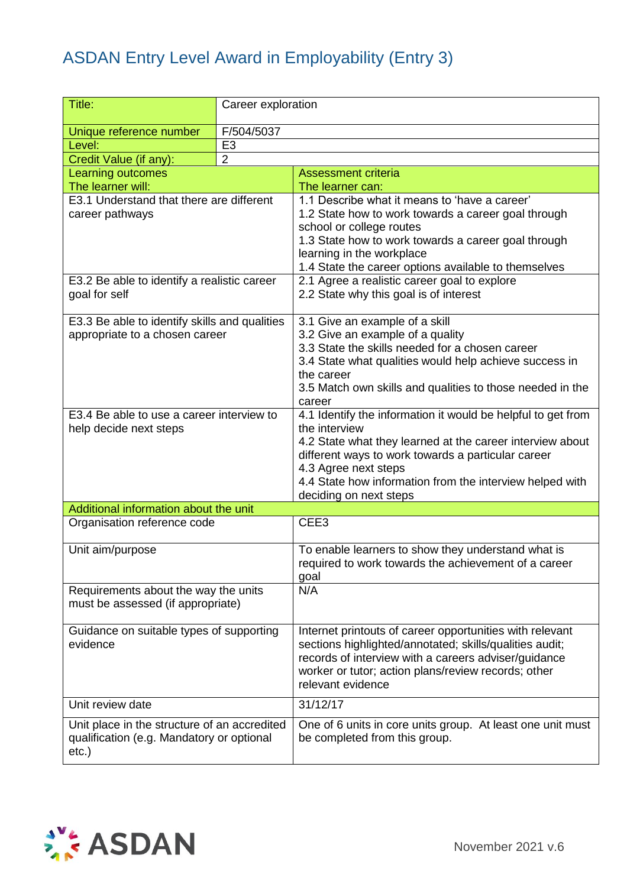# ASDAN Entry Level Award in Employability (Entry 3)

| Title: | Career exploration |
|---|---|
| Unique reference number | F/504/5037 |
| Level: | E3 |
| Credit Value (if any): | 2 |

| Learning outcomes<br>The learner will: | Assessment criteria<br>The learner can: |
|---|---|
| E3.1 Understand that there are different career pathways | 1.1 Describe what it means to 'have a career'<br>1.2 State how to work towards a career goal through school or college routes<br>1.3 State how to work towards a career goal through learning in the workplace<br>1.4 State the career options available to themselves |
| E3.2 Be able to identify a realistic career goal for self | 2.1 Agree a realistic career goal to explore<br>2.2 State why this goal is of interest |
| E3.3 Be able to identify skills and qualities appropriate to a chosen career | 3.1 Give an example of a skill<br>3.2 Give an example of a quality<br>3.3 State the skills needed for a chosen career<br>3.4 State what qualities would help achieve success in the career<br>3.5 Match own skills and qualities to those needed in the career |
| E3.4 Be able to use a career interview to help decide next steps | 4.1 Identify the information it would be helpful to get from the interview<br>4.2 State what they learned at the career interview about different ways to work towards a particular career<br>4.3 Agree next steps<br>4.4 State how information from the interview helped with deciding on next steps |
| **Additional information about the unit** | |
| Organisation reference code | CEE3 |
| Unit aim/purpose | To enable learners to show they understand what is required to work towards the achievement of a career goal |
| Requirements about the way the units must be assessed (if appropriate) | N/A |
| Guidance on suitable types of supporting evidence | Internet printouts of career opportunities with relevant sections highlighted/annotated; skills/qualities audit; records of interview with a careers adviser/guidance worker or tutor; action plans/review records; other relevant evidence |
| Unit review date | 31/12/17 |
| Unit place in the structure of an accredited qualification (e.g. Mandatory or optional etc.) | One of 6 units in core units group. At least one unit must be completed from this group. |

November 2021 v.6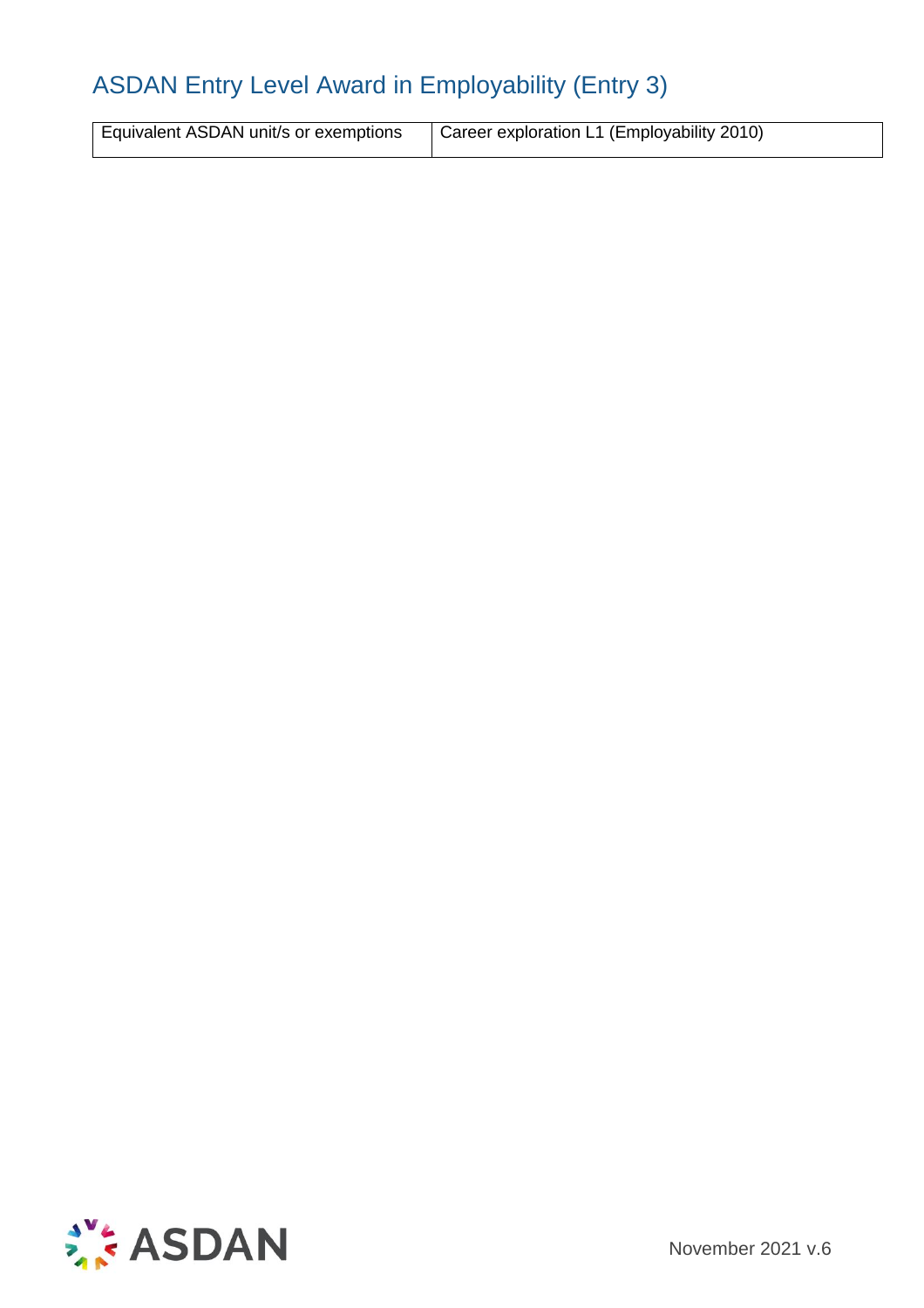## ASDAN Entry Level Award in Employability (Entry 3)

| Equivalent ASDAN unit/s or exemptions | Career exploration L1 (Employability 2010) |
|---|---|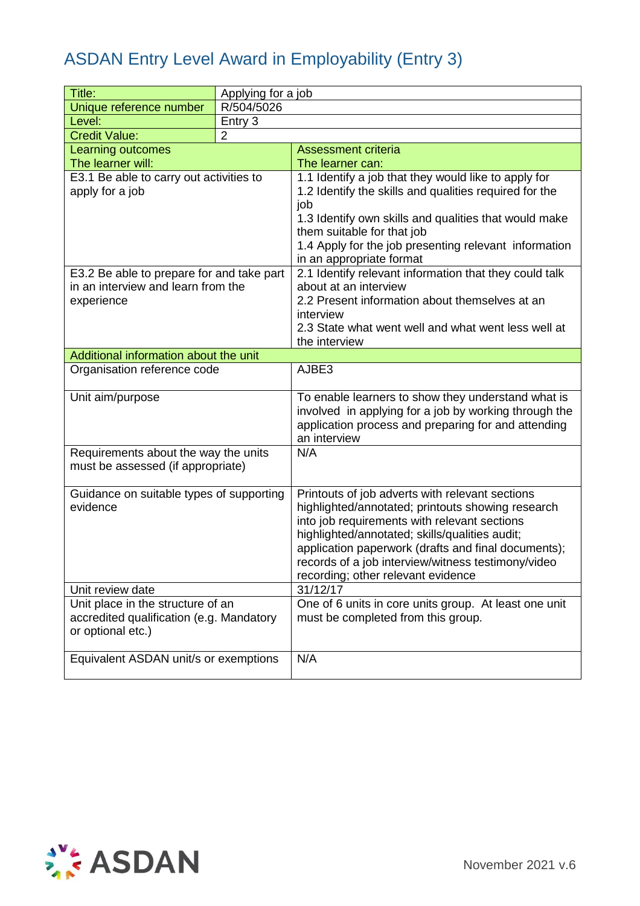# ASDAN Entry Level Award in Employability (Entry 3)

| Title: | Applying for a job |
|---|---|
| Unique reference number | R/504/5026 |
| Level: | Entry 3 |
| Credit Value: | 2 |

| Learning outcomes<br>The learner will: | Assessment criteria<br>The learner can: |
|---|---|
| E3.1 Be able to carry out activities to apply for a job | 1.1 Identify a job that they would like to apply for<br>1.2 Identify the skills and qualities required for the job<br>1.3 Identify own skills and qualities that would make them suitable for that job<br>1.4 Apply for the job presenting relevant information in an appropriate format |
| E3.2 Be able to prepare for and take part in an interview and learn from the experience | 2.1 Identify relevant information that they could talk about at an interview<br>2.2 Present information about themselves at an interview<br>2.3 State what went well and what went less well at the interview |
| **Additional information about the unit** | |
| Organisation reference code | AJBE3 |
| Unit aim/purpose | To enable learners to show they understand what is involved in applying for a job by working through the application process and preparing for and attending an interview |
| Requirements about the way the units must be assessed (if appropriate) | N/A |
| Guidance on suitable types of supporting evidence | Printouts of job adverts with relevant sections highlighted/annotated; printouts showing research into job requirements with relevant sections highlighted/annotated; skills/qualities audit; application paperwork (drafts and final documents); records of a job interview/witness testimony/video recording; other relevant evidence |
| Unit review date | 31/12/17 |
| Unit place in the structure of an accredited qualification (e.g. Mandatory or optional etc.) | One of 6 units in core units group. At least one unit must be completed from this group. |
| Equivalent ASDAN unit/s or exemptions | N/A |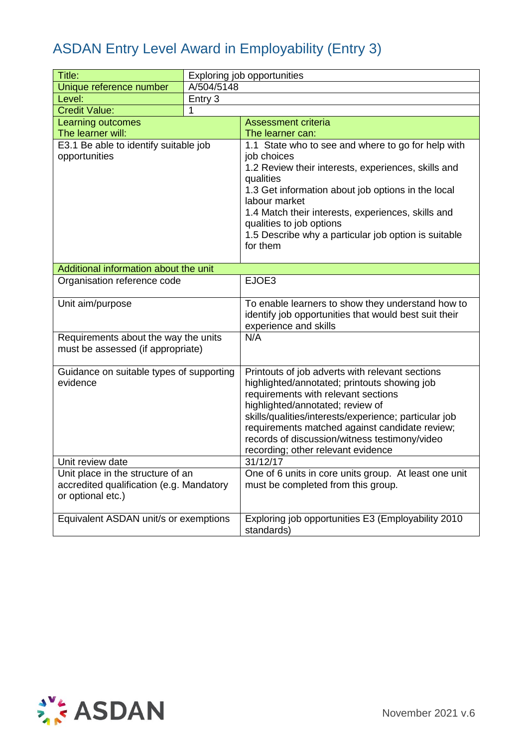# ASDAN Entry Level Award in Employability (Entry 3)

| Title: | Exploring job opportunities |
|---|---|
| Unique reference number | A/504/5148 |
| Level: | Entry 3 |
| Credit Value: | 1 |

| Learning outcomes<br>The learner will: | Assessment criteria<br>The learner can: |
|---|---|
| E3.1 Be able to identify suitable job opportunities | 1.1 State who to see and where to go for help with job choices<br>1.2 Review their interests, experiences, skills and qualities<br>1.3 Get information about job options in the local labour market<br>1.4 Match their interests, experiences, skills and qualities to job options<br>1.5 Describe why a particular job option is suitable for them |

| Additional information about the unit | |
|---|---|
| Organisation reference code | EJOE3 |
| Unit aim/purpose | To enable learners to show they understand how to identify job opportunities that would best suit their experience and skills |
| Requirements about the way the units must be assessed (if appropriate) | N/A |
| Guidance on suitable types of supporting evidence | Printouts of job adverts with relevant sections highlighted/annotated; printouts showing job requirements with relevant sections highlighted/annotated; review of skills/qualities/interests/experience; particular job requirements matched against candidate review; records of discussion/witness testimony/video recording; other relevant evidence |
| Unit review date | 31/12/17 |
| Unit place in the structure of an accredited qualification (e.g. Mandatory or optional etc.) | One of 6 units in core units group. At least one unit must be completed from this group. |
| Equivalent ASDAN unit/s or exemptions | Exploring job opportunities E3 (Employability 2010 standards) |

ASDAN

November 2021 v.6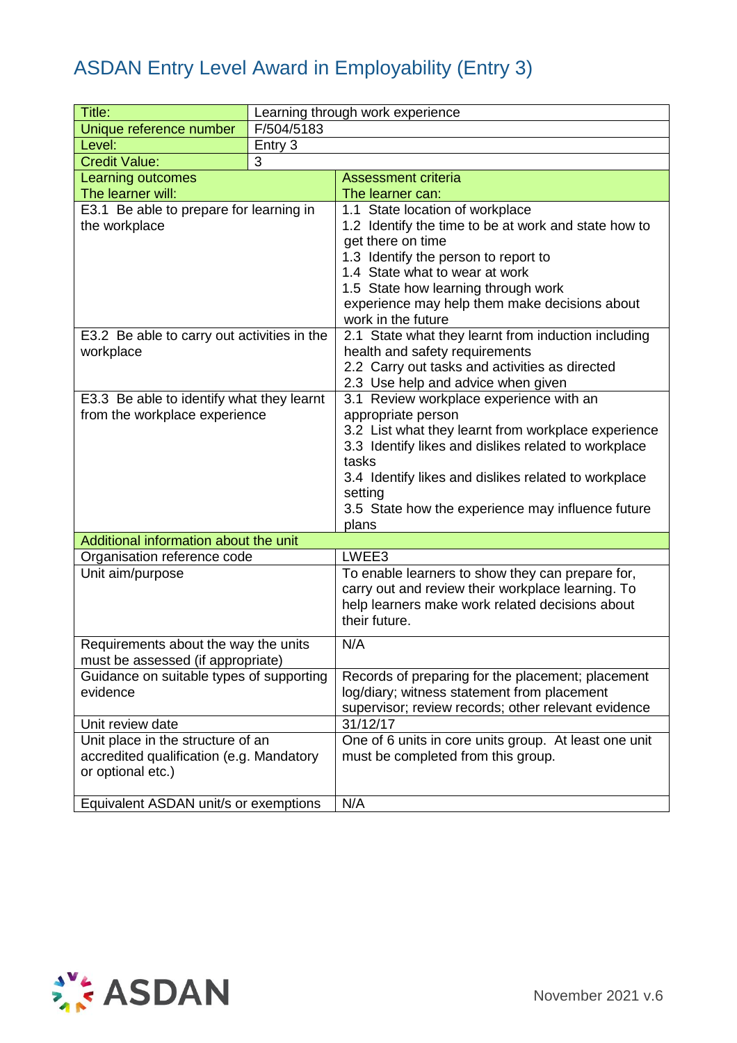# ASDAN Entry Level Award in Employability (Entry 3)

| Title: | Learning through work experience |
|---|---|
| Unique reference number | F/504/5183 |
| Level: | Entry 3 |
| Credit Value: | 3 |

| Learning outcomes<br>The learner will: | Assessment criteria<br>The learner can: |
|---|---|
| E3.1 Be able to prepare for learning in the workplace | 1.1 State location of workplace<br>1.2 Identify the time to be at work and state how to get there on time<br>1.3 Identify the person to report to<br>1.4 State what to wear at work<br>1.5 State how learning through work experience may help them make decisions about work in the future |
| E3.2 Be able to carry out activities in the workplace | 2.1 State what they learnt from induction including health and safety requirements<br>2.2 Carry out tasks and activities as directed<br>2.3 Use help and advice when given |
| E3.3 Be able to identify what they learnt from the workplace experience | 3.1 Review workplace experience with an appropriate person<br>3.2 List what they learnt from workplace experience<br>3.3 Identify likes and dislikes related to workplace tasks<br>3.4 Identify likes and dislikes related to workplace setting<br>3.5 State how the experience may influence future plans |
| **Additional information about the unit** | |
| Organisation reference code | LWEE3 |
| Unit aim/purpose | To enable learners to show they can prepare for, carry out and review their workplace learning. To help learners make work related decisions about their future. |
| Requirements about the way the units must be assessed (if appropriate) | N/A |
| Guidance on suitable types of supporting evidence | Records of preparing for the placement; placement log/diary; witness statement from placement supervisor; review records; other relevant evidence |
| Unit review date | 31/12/17 |
| Unit place in the structure of an accredited qualification (e.g. Mandatory or optional etc.) | One of 6 units in core units group. At least one unit must be completed from this group. |
| Equivalent ASDAN unit/s or exemptions | N/A |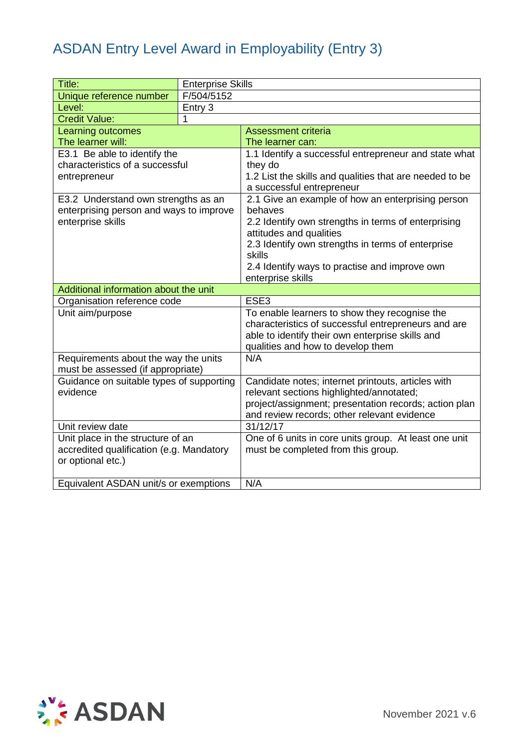# ASDAN Entry Level Award in Employability (Entry 3)

| Title: | Enterprise Skills |
|---|---|
| Unique reference number | F/504/5152 |
| Level: | Entry 3 |
| Credit Value: | 1 |

| Learning outcomes<br>The learner will: | Assessment criteria<br>The learner can: |
|---|---|
| E3.1 Be able to identify the characteristics of a successful entrepreneur | 1.1 Identify a successful entrepreneur and state what they do<br>1.2 List the skills and qualities that are needed to be a successful entrepreneur |
| E3.2 Understand own strengths as an enterprising person and ways to improve enterprise skills | 2.1 Give an example of how an enterprising person behaves<br>2.2 Identify own strengths in terms of enterprising attitudes and qualities<br>2.3 Identify own strengths in terms of enterprise skills<br>2.4 Identify ways to practise and improve own enterprise skills |
| **Additional information about the unit** | |
| Organisation reference code | ESE3 |
| Unit aim/purpose | To enable learners to show they recognise the characteristics of successful entrepreneurs and are able to identify their own enterprise skills and qualities and how to develop them |
| Requirements about the way the units must be assessed (if appropriate) | N/A |
| Guidance on suitable types of supporting evidence | Candidate notes; internet printouts, articles with relevant sections highlighted/annotated; project/assignment; presentation records; action plan and review records; other relevant evidence |
| Unit review date | 31/12/17 |
| Unit place in the structure of an accredited qualification (e.g. Mandatory or optional etc.) | One of 6 units in core units group. At least one unit must be completed from this group. |
| Equivalent ASDAN unit/s or exemptions | N/A |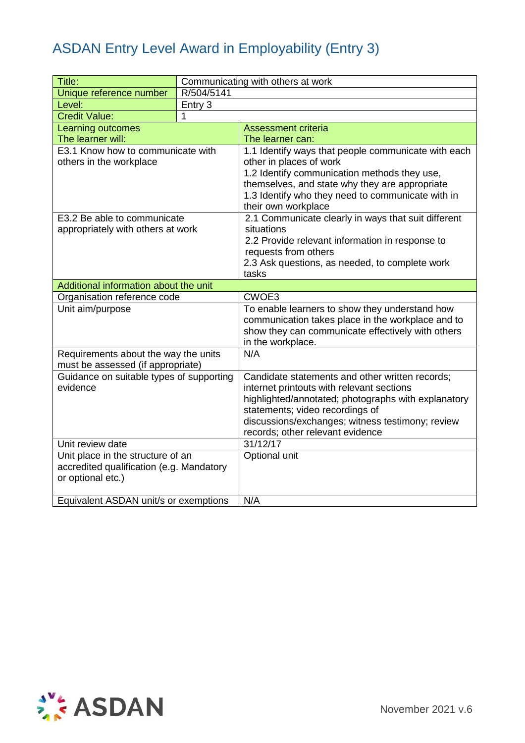## ASDAN Entry Level Award in Employability (Entry 3)

| Title: | Communicating with others at work |
|---|---|
| Unique reference number | R/504/5141 |
| Level: | Entry 3 |
| Credit Value: | 1 |

| Learning outcomes<br>The learner will: | Assessment criteria<br>The learner can: |
|---|---|
| E3.1 Know how to communicate with others in the workplace | 1.1 Identify ways that people communicate with each other in places of work<br>1.2 Identify communication methods they use, themselves, and state why they are appropriate<br>1.3 Identify who they need to communicate with in their own workplace |
| E3.2 Be able to communicate appropriately with others at work | 2.1 Communicate clearly in ways that suit different situations<br>2.2 Provide relevant information in response to requests from others<br>2.3 Ask questions, as needed, to complete work tasks |
| **Additional information about the unit** | |
| Organisation reference code | CWOE3 |
| Unit aim/purpose | To enable learners to show they understand how communication takes place in the workplace and to show they can communicate effectively with others in the workplace. |
| Requirements about the way the units must be assessed (if appropriate) | N/A |
| Guidance on suitable types of supporting evidence | Candidate statements and other written records; internet printouts with relevant sections highlighted/annotated; photographs with explanatory statements; video recordings of discussions/exchanges; witness testimony; review records; other relevant evidence |
| Unit review date | 31/12/17 |
| Unit place in the structure of an accredited qualification (e.g. Mandatory or optional etc.) | Optional unit |
| Equivalent ASDAN unit/s or exemptions | N/A |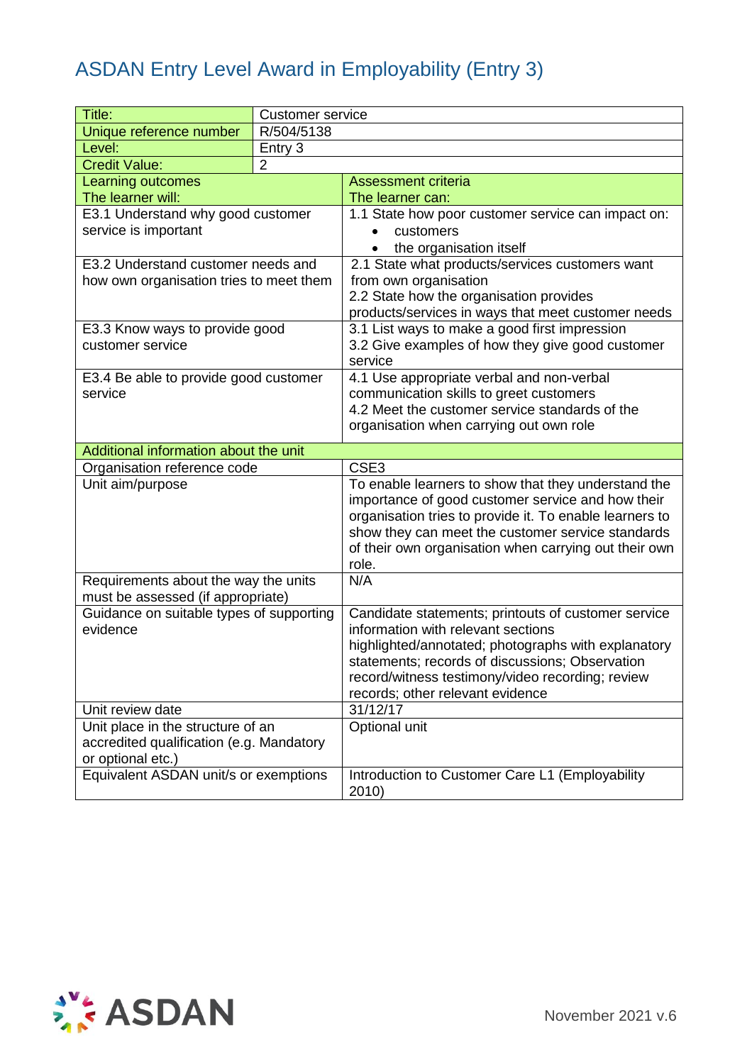# ASDAN Entry Level Award in Employability (Entry 3)

| Title: | Customer service |
|---|---|
| Unique reference number | R/504/5138 |
| Level: | Entry 3 |
| Credit Value: | 2 |

| Learning outcomes<br>The learner will: | Assessment criteria<br>The learner can: |
|---|---|
| E3.1 Understand why good customer service is important | 1.1 State how poor customer service can impact on:<br>• customers<br>• the organisation itself |
| E3.2 Understand customer needs and how own organisation tries to meet them | 2.1 State what products/services customers want from own organisation<br>2.2 State how the organisation provides products/services in ways that meet customer needs |
| E3.3 Know ways to provide good customer service | 3.1 List ways to make a good first impression<br>3.2 Give examples of how they give good customer service |
| E3.4 Be able to provide good customer service | 4.1 Use appropriate verbal and non-verbal communication skills to greet customers<br>4.2 Meet the customer service standards of the organisation when carrying out own role |
| **Additional information about the unit** | |
| Organisation reference code | CSE3 |
| Unit aim/purpose | To enable learners to show that they understand the importance of good customer service and how their organisation tries to provide it. To enable learners to show they can meet the customer service standards of their own organisation when carrying out their own role. |
| Requirements about the way the units must be assessed (if appropriate) | N/A |
| Guidance on suitable types of supporting evidence | Candidate statements; printouts of customer service information with relevant sections highlighted/annotated; photographs with explanatory statements; records of discussions; Observation record/witness testimony/video recording; review records; other relevant evidence |
| Unit review date | 31/12/17 |
| Unit place in the structure of an accredited qualification (e.g. Mandatory or optional etc.) | Optional unit |
| Equivalent ASDAN unit/s or exemptions | Introduction to Customer Care L1 (Employability 2010) |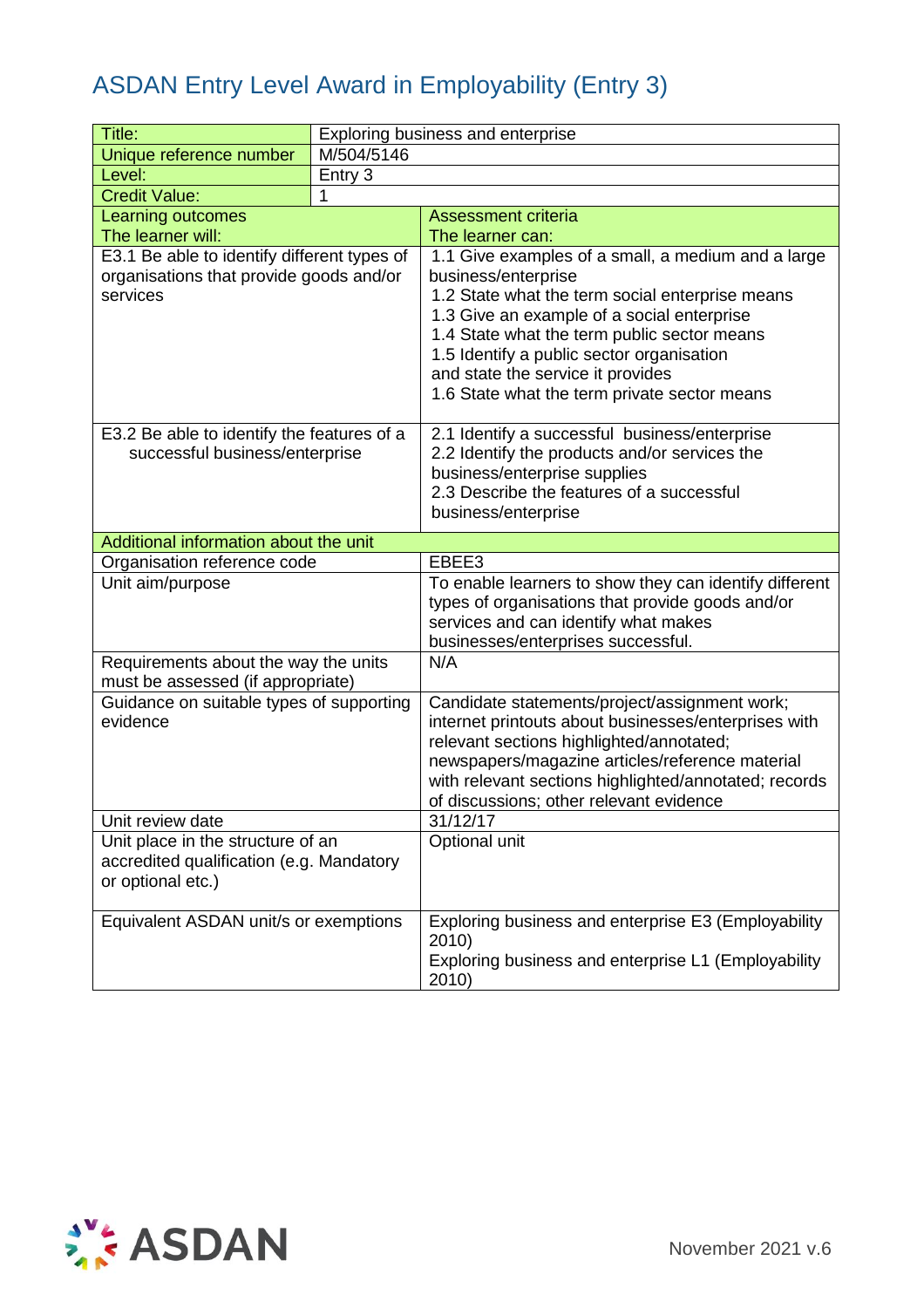# ASDAN Entry Level Award in Employability (Entry 3)

| Title: | Exploring business and enterprise |
|---|---|
| Unique reference number | M/504/5146 |
| Level: | Entry 3 |
| Credit Value: | 1 |

| Learning outcomes<br>The learner will: | Assessment criteria<br>The learner can: |
|---|---|
| E3.1 Be able to identify different types of organisations that provide goods and/or services | 1.1 Give examples of a small, a medium and a large business/enterprise<br>1.2 State what the term social enterprise means<br>1.3 Give an example of a social enterprise<br>1.4 State what the term public sector means<br>1.5 Identify a public sector organisation and state the service it provides<br>1.6 State what the term private sector means |
| E3.2 Be able to identify the features of a successful business/enterprise | 2.1 Identify a successful business/enterprise<br>2.2 Identify the products and/or services the business/enterprise supplies<br>2.3 Describe the features of a successful business/enterprise |
| **Additional information about the unit** | |
| Organisation reference code | EBEE3 |
| Unit aim/purpose | To enable learners to show they can identify different types of organisations that provide goods and/or services and can identify what makes businesses/enterprises successful. |
| Requirements about the way the units must be assessed (if appropriate) | N/A |
| Guidance on suitable types of supporting evidence | Candidate statements/project/assignment work; internet printouts about businesses/enterprises with relevant sections highlighted/annotated; newspapers/magazine articles/reference material with relevant sections highlighted/annotated; records of discussions; other relevant evidence |
| Unit review date | 31/12/17 |
| Unit place in the structure of an accredited qualification (e.g. Mandatory or optional etc.) | Optional unit |
| Equivalent ASDAN unit/s or exemptions | Exploring business and enterprise E3 (Employability 2010)<br>Exploring business and enterprise L1 (Employability 2010) |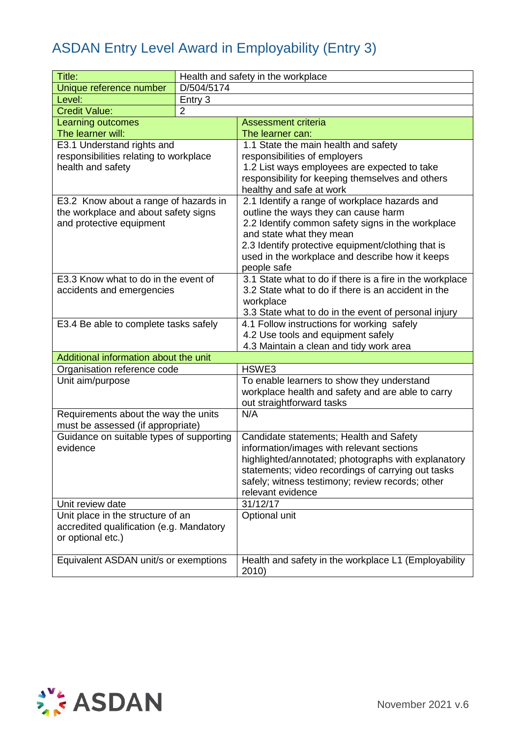# ASDAN Entry Level Award in Employability (Entry 3)

| Title: | Health and safety in the workplace |
|---|---|
| Unique reference number | D/504/5174 |
| Level: | Entry 3 |
| Credit Value: | 2 |
| **Learning outcomes**<br>The learner will: | **Assessment criteria**<br>The learner can: |
| E3.1 Understand rights and responsibilities relating to workplace health and safety | 1.1 State the main health and safety responsibilities of employers<br>1.2 List ways employees are expected to take responsibility for keeping themselves and others healthy and safe at work |
| E3.2 Know about a range of hazards in the workplace and about safety signs and protective equipment | 2.1 Identify a range of workplace hazards and outline the ways they can cause harm<br>2.2 Identify common safety signs in the workplace and state what they mean<br>2.3 Identify protective equipment/clothing that is used in the workplace and describe how it keeps people safe |
| E3.3 Know what to do in the event of accidents and emergencies | 3.1 State what to do if there is a fire in the workplace<br>3.2 State what to do if there is an accident in the workplace<br>3.3 State what to do in the event of personal injury |
| E3.4 Be able to complete tasks safely | 4.1 Follow instructions for working safely<br>4.2 Use tools and equipment safely<br>4.3 Maintain a clean and tidy work area |
| **Additional information about the unit** | |
| Organisation reference code | HSWE3 |
| Unit aim/purpose | To enable learners to show they understand workplace health and safety and are able to carry out straightforward tasks |
| Requirements about the way the units must be assessed (if appropriate) | N/A |
| Guidance on suitable types of supporting evidence | Candidate statements; Health and Safety information/images with relevant sections highlighted/annotated; photographs with explanatory statements; video recordings of carrying out tasks safely; witness testimony; review records; other relevant evidence |
| Unit review date | 31/12/17 |
| Unit place in the structure of an accredited qualification (e.g. Mandatory or optional etc.) | Optional unit |
| Equivalent ASDAN unit/s or exemptions | Health and safety in the workplace L1 (Employability 2010) |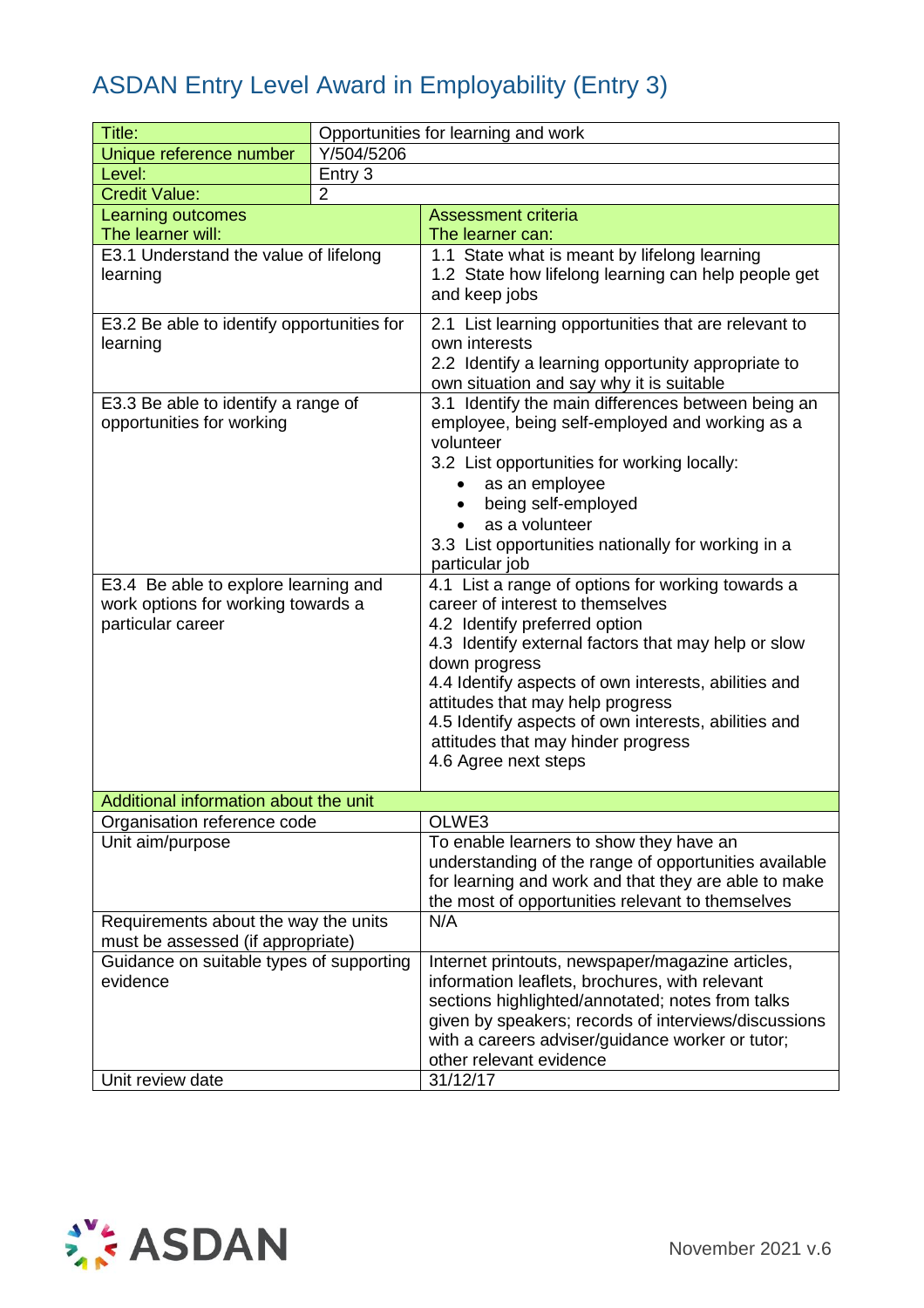# ASDAN Entry Level Award in Employability (Entry 3)

| Title: | Opportunities for learning and work |
|---|---|
| Unique reference number | Y/504/5206 |
| Level: | Entry 3 |
| Credit Value: | 2 |

| Learning outcomes<br>The learner will: | Assessment criteria<br>The learner can: |
|---|---|
| E3.1 Understand the value of lifelong learning | 1.1 State what is meant by lifelong learning<br>1.2 State how lifelong learning can help people get and keep jobs |
| E3.2 Be able to identify opportunities for learning | 2.1 List learning opportunities that are relevant to own interests<br>2.2 Identify a learning opportunity appropriate to own situation and say why it is suitable |
| E3.3 Be able to identify a range of opportunities for working | 3.1 Identify the main differences between being an employee, being self-employed and working as a volunteer<br>3.2 List opportunities for working locally:<br>• as an employee<br>• being self-employed<br>• as a volunteer<br>3.3 List opportunities nationally for working in a particular job |
| E3.4 Be able to explore learning and work options for working towards a particular career | 4.1 List a range of options for working towards a career of interest to themselves<br>4.2 Identify preferred option<br>4.3 Identify external factors that may help or slow down progress<br>4.4 Identify aspects of own interests, abilities and attitudes that may help progress<br>4.5 Identify aspects of own interests, abilities and attitudes that may hinder progress<br>4.6 Agree next steps |

| Additional information about the unit | |
|---|---|
| Organisation reference code | OLWE3 |
| Unit aim/purpose | To enable learners to show they have an understanding of the range of opportunities available for learning and work and that they are able to make the most of opportunities relevant to themselves |
| Requirements about the way the units must be assessed (if appropriate) | N/A |
| Guidance on suitable types of supporting evidence | Internet printouts, newspaper/magazine articles, information leaflets, brochures, with relevant sections highlighted/annotated; notes from talks given by speakers; records of interviews/discussions with a careers adviser/guidance worker or tutor; other relevant evidence |
| Unit review date | 31/12/17 |

November 2021 v.6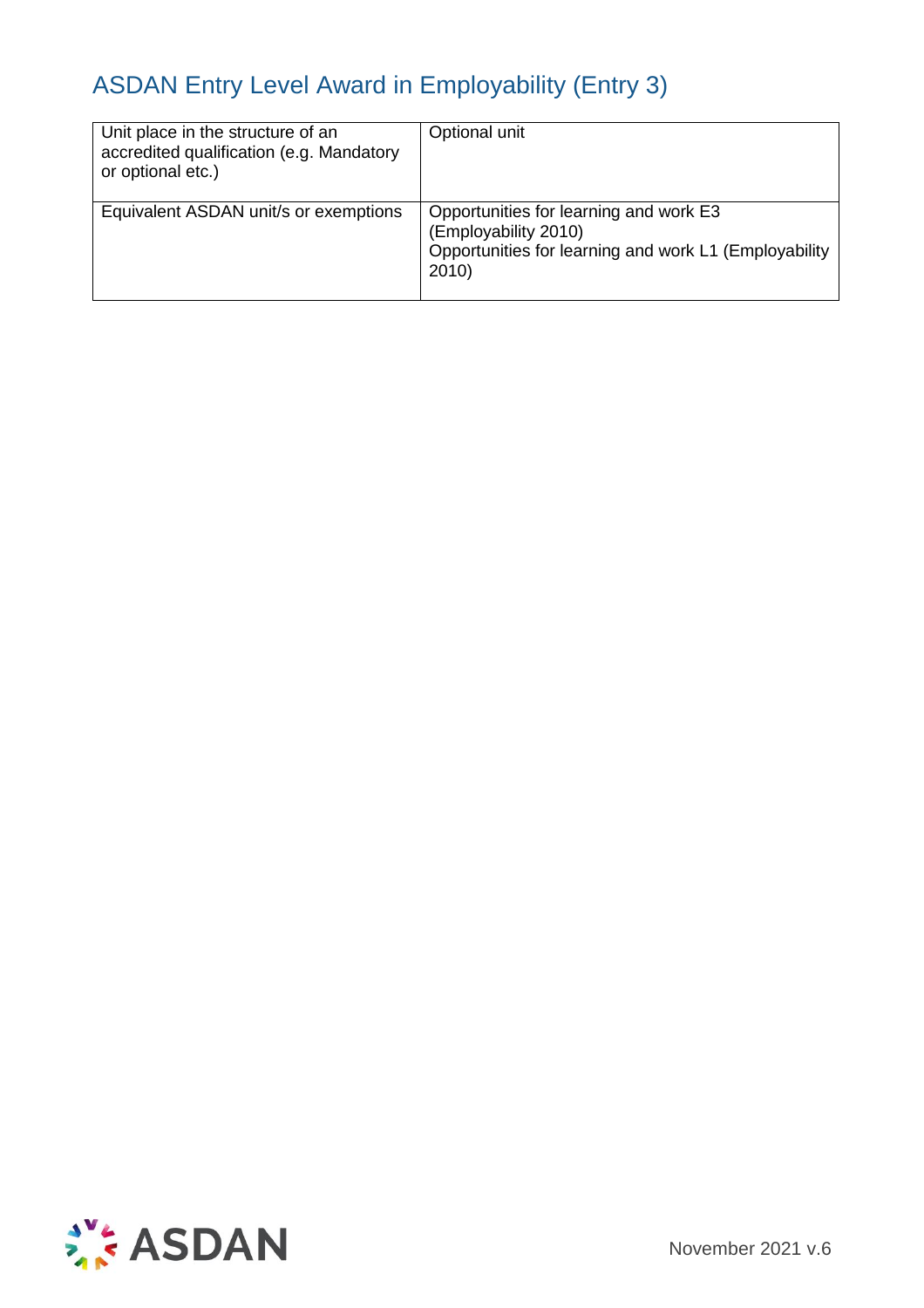# ASDAN Entry Level Award in Employability (Entry 3)

| | |
|---|---|
| Unit place in the structure of an accredited qualification (e.g. Mandatory or optional etc.) | Optional unit |
| Equivalent ASDAN unit/s or exemptions | Opportunities for learning and work E3 (Employability 2010)<br>Opportunities for learning and work L1 (Employability 2010) |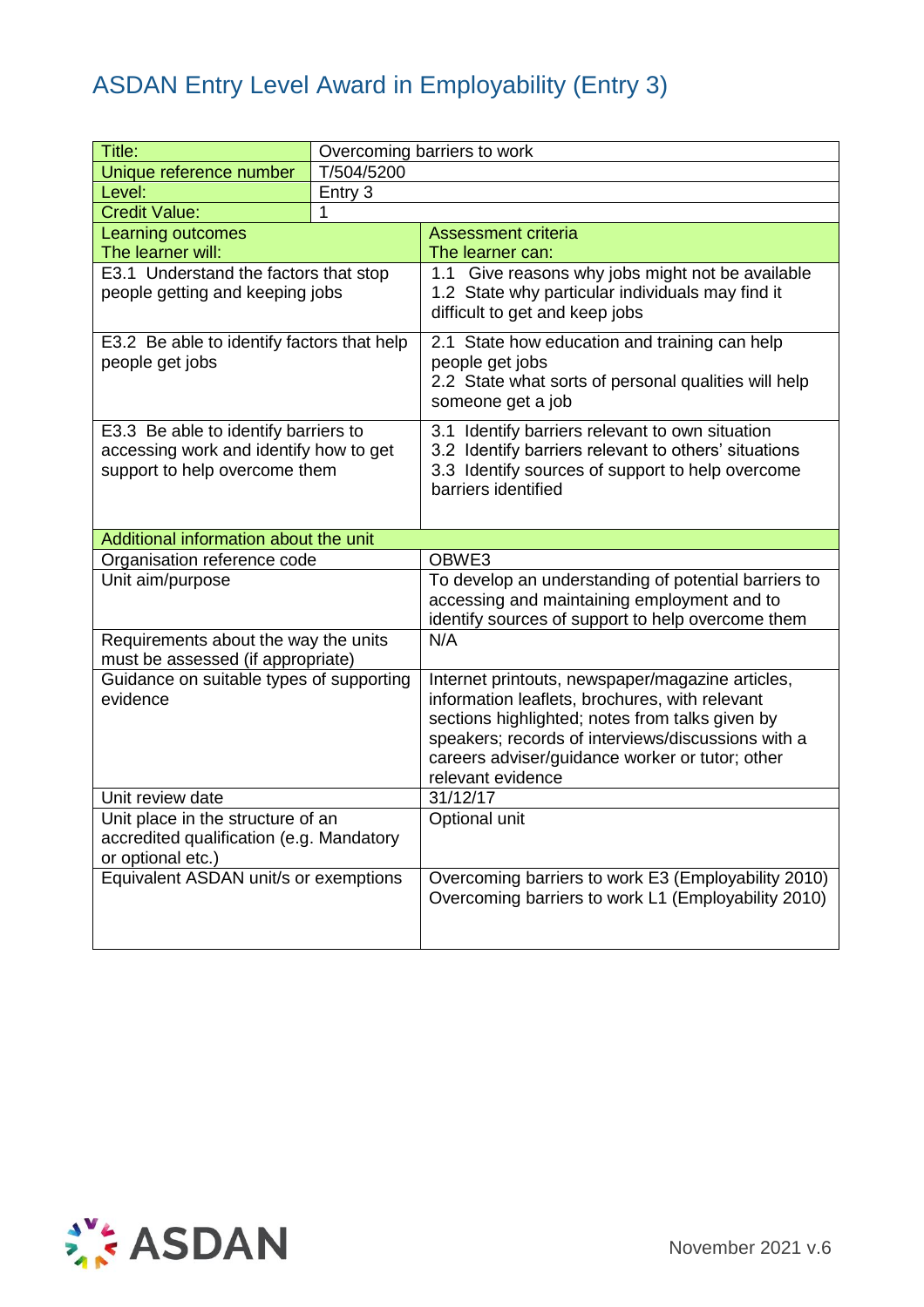# ASDAN Entry Level Award in Employability (Entry 3)

| Title: | Overcoming barriers to work |
|---|---|
| Unique reference number | T/504/5200 |
| Level: | Entry 3 |
| Credit Value: | 1 |

| Learning outcomes<br>The learner will: | Assessment criteria<br>The learner can: |
|---|---|
| E3.1 Understand the factors that stop people getting and keeping jobs | 1.1 Give reasons why jobs might not be available<br>1.2 State why particular individuals may find it difficult to get and keep jobs |
| E3.2 Be able to identify factors that help people get jobs | 2.1 State how education and training can help people get jobs<br>2.2 State what sorts of personal qualities will help someone get a job |
| E3.3 Be able to identify barriers to accessing work and identify how to get support to help overcome them | 3.1 Identify barriers relevant to own situation<br>3.2 Identify barriers relevant to others' situations<br>3.3 Identify sources of support to help overcome barriers identified |

| Additional information about the unit | |
|---|---|
| Organisation reference code | OBWE3 |
| Unit aim/purpose | To develop an understanding of potential barriers to accessing and maintaining employment and to identify sources of support to help overcome them |
| Requirements about the way the units must be assessed (if appropriate) | N/A |
| Guidance on suitable types of supporting evidence | Internet printouts, newspaper/magazine articles, information leaflets, brochures, with relevant sections highlighted; notes from talks given by speakers; records of interviews/discussions with a careers adviser/guidance worker or tutor; other relevant evidence |
| Unit review date | 31/12/17 |
| Unit place in the structure of an accredited qualification (e.g. Mandatory or optional etc.) | Optional unit |
| Equivalent ASDAN unit/s or exemptions | Overcoming barriers to work E3 (Employability 2010)<br>Overcoming barriers to work L1 (Employability 2010) |

November 2021 v.6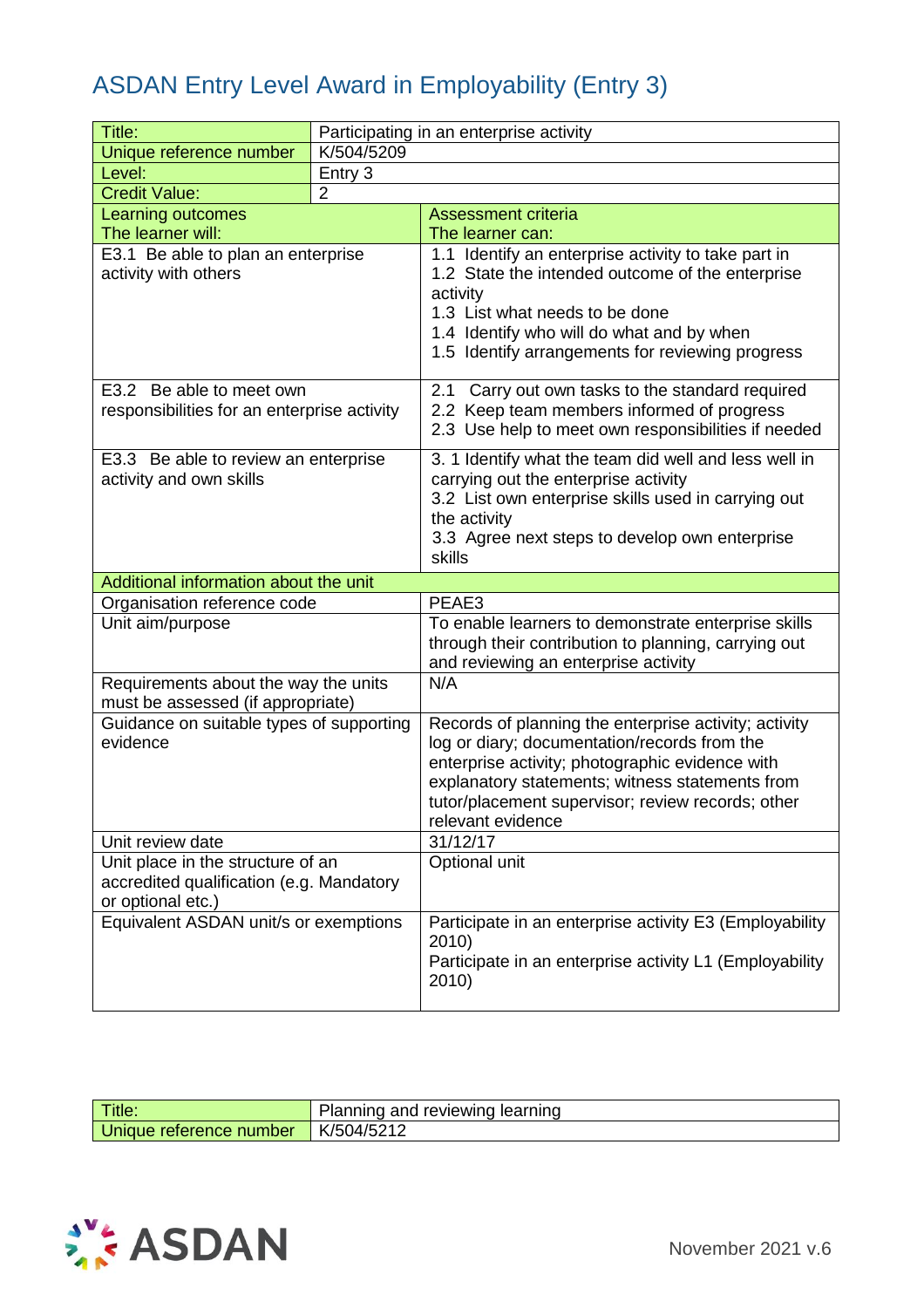# ASDAN Entry Level Award in Employability (Entry 3)

| Title: | Participating in an enterprise activity |
|---|---|
| Unique reference number | K/504/5209 |
| Level: | Entry 3 |
| Credit Value: | 2 |

| Learning outcomes<br>The learner will: | Assessment criteria<br>The learner can: |
|---|---|
| E3.1 Be able to plan an enterprise activity with others | 1.1 Identify an enterprise activity to take part in<br>1.2 State the intended outcome of the enterprise activity<br>1.3 List what needs to be done<br>1.4 Identify who will do what and by when<br>1.5 Identify arrangements for reviewing progress |
| E3.2 Be able to meet own responsibilities for an enterprise activity | 2.1 Carry out own tasks to the standard required<br>2.2 Keep team members informed of progress<br>2.3 Use help to meet own responsibilities if needed |
| E3.3 Be able to review an enterprise activity and own skills | 3. 1 Identify what the team did well and less well in carrying out the enterprise activity<br>3.2 List own enterprise skills used in carrying out the activity<br>3.3 Agree next steps to develop own enterprise skills |
| **Additional information about the unit** | |
| Organisation reference code | PEAE3 |
| Unit aim/purpose | To enable learners to demonstrate enterprise skills through their contribution to planning, carrying out and reviewing an enterprise activity |
| Requirements about the way the units must be assessed (if appropriate) | N/A |
| Guidance on suitable types of supporting evidence | Records of planning the enterprise activity; activity log or diary; documentation/records from the enterprise activity; photographic evidence with explanatory statements; witness statements from tutor/placement supervisor; review records; other relevant evidence |
| Unit review date | 31/12/17 |
| Unit place in the structure of an accredited qualification (e.g. Mandatory or optional etc.) | Optional unit |
| Equivalent ASDAN unit/s or exemptions | Participate in an enterprise activity E3 (Employability 2010)<br>Participate in an enterprise activity L1 (Employability 2010) |

| Title: | Planning and reviewing learning |
|---|---|
| Unique reference number | K/504/5212 |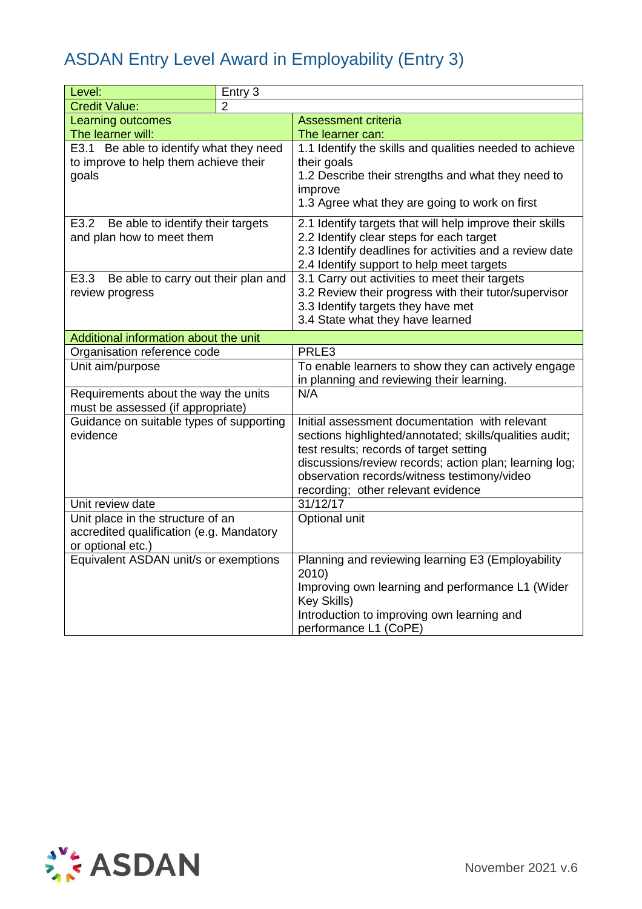# ASDAN Entry Level Award in Employability (Entry 3)

| Level: | Entry 3 |
|---|---|
| Credit Value: | 2 |

| Learning outcomes<br>The learner will: | Assessment criteria<br>The learner can: |
|---|---|
| E3.1 Be able to identify what they need to improve to help them achieve their goals | 1.1 Identify the skills and qualities needed to achieve their goals<br>1.2 Describe their strengths and what they need to improve<br>1.3 Agree what they are going to work on first |
| E3.2 Be able to identify their targets and plan how to meet them | 2.1 Identify targets that will help improve their skills<br>2.2 Identify clear steps for each target<br>2.3 Identify deadlines for activities and a review date<br>2.4 Identify support to help meet targets |
| E3.3 Be able to carry out their plan and review progress | 3.1 Carry out activities to meet their targets<br>3.2 Review their progress with their tutor/supervisor<br>3.3 Identify targets they have met<br>3.4 State what they have learned |
| **Additional information about the unit** | |
| Organisation reference code | PRLE3 |
| Unit aim/purpose | To enable learners to show they can actively engage in planning and reviewing their learning. |
| Requirements about the way the units must be assessed (if appropriate) | N/A |
| Guidance on suitable types of supporting evidence | Initial assessment documentation with relevant sections highlighted/annotated; skills/qualities audit; test results; records of target setting discussions/review records; action plan; learning log; observation records/witness testimony/video recording; other relevant evidence |
| Unit review date | 31/12/17 |
| Unit place in the structure of an accredited qualification (e.g. Mandatory or optional etc.) | Optional unit |
| Equivalent ASDAN unit/s or exemptions | Planning and reviewing learning E3 (Employability 2010)<br>Improving own learning and performance L1 (Wider Key Skills)<br>Introduction to improving own learning and performance L1 (CoPE) |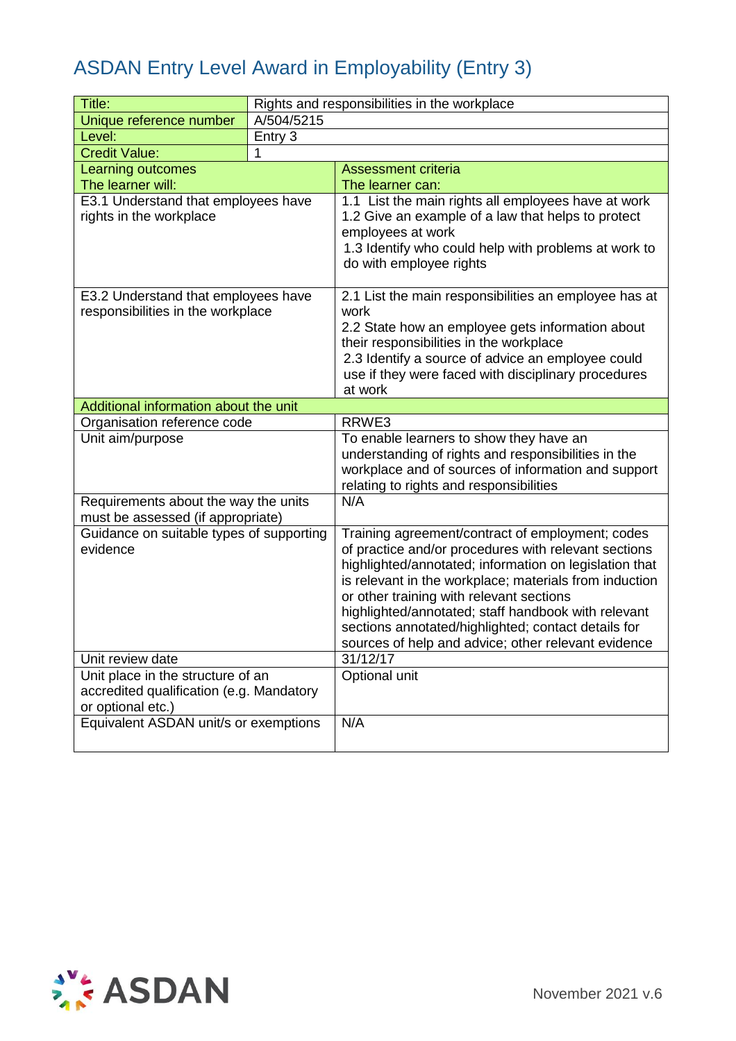# ASDAN Entry Level Award in Employability (Entry 3)

| Title: | Rights and responsibilities in the workplace |
|---|---|
| Unique reference number | A/504/5215 |
| Level: | Entry 3 |
| Credit Value: | 1 |

| Learning outcomes<br>The learner will: | Assessment criteria<br>The learner can: |
|---|---|
| E3.1 Understand that employees have rights in the workplace | 1.1 List the main rights all employees have at work<br>1.2 Give an example of a law that helps to protect employees at work<br>1.3 Identify who could help with problems at work to do with employee rights |
| E3.2 Understand that employees have responsibilities in the workplace | 2.1 List the main responsibilities an employee has at work<br>2.2 State how an employee gets information about their responsibilities in the workplace<br>2.3 Identify a source of advice an employee could use if they were faced with disciplinary procedures at work |
| **Additional information about the unit** | |
| Organisation reference code | RRWE3 |
| Unit aim/purpose | To enable learners to show they have an understanding of rights and responsibilities in the workplace and of sources of information and support relating to rights and responsibilities |
| Requirements about the way the units must be assessed (if appropriate) | N/A |
| Guidance on suitable types of supporting evidence | Training agreement/contract of employment; codes of practice and/or procedures with relevant sections highlighted/annotated; information on legislation that is relevant in the workplace; materials from induction or other training with relevant sections highlighted/annotated; staff handbook with relevant sections annotated/highlighted; contact details for sources of help and advice; other relevant evidence |
| Unit review date | 31/12/17 |
| Unit place in the structure of an accredited qualification (e.g. Mandatory or optional etc.) | Optional unit |
| Equivalent ASDAN unit/s or exemptions | N/A |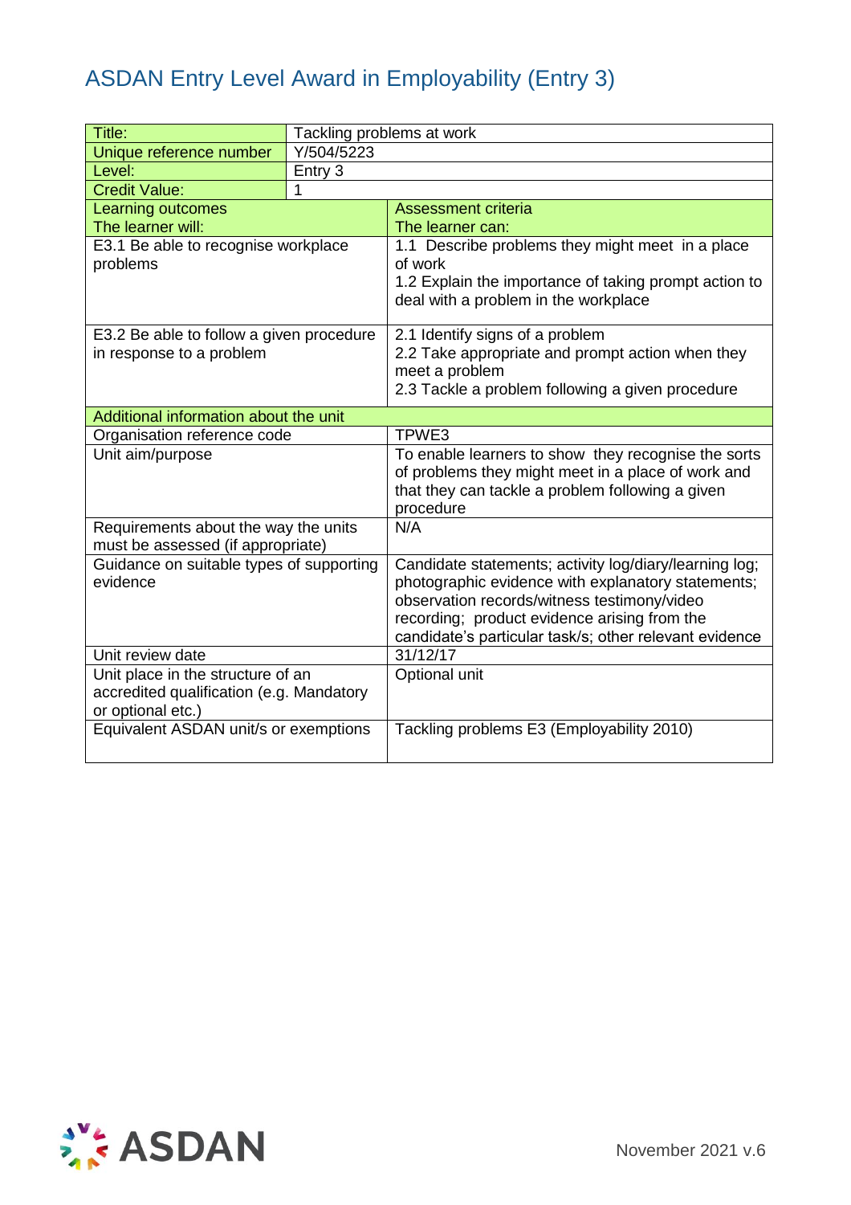## ASDAN Entry Level Award in Employability (Entry 3)

| Title: | Tackling problems at work |
|---|---|
| Unique reference number | Y/504/5223 |
| Level: | Entry 3 |
| Credit Value: | 1 |

| Learning outcomes<br>The learner will: | Assessment criteria<br>The learner can: |
|---|---|
| E3.1 Be able to recognise workplace problems | 1.1 Describe problems they might meet in a place of work<br>1.2 Explain the importance of taking prompt action to deal with a problem in the workplace |
| E3.2 Be able to follow a given procedure in response to a problem | 2.1 Identify signs of a problem<br>2.2 Take appropriate and prompt action when they meet a problem<br>2.3 Tackle a problem following a given procedure |

| Additional information about the unit | |
|---|---|
| Organisation reference code | TPWE3 |
| Unit aim/purpose | To enable learners to show they recognise the sorts of problems they might meet in a place of work and that they can tackle a problem following a given procedure |
| Requirements about the way the units must be assessed (if appropriate) | N/A |
| Guidance on suitable types of supporting evidence | Candidate statements; activity log/diary/learning log; photographic evidence with explanatory statements; observation records/witness testimony/video recording; product evidence arising from the candidate's particular task/s; other relevant evidence |
| Unit review date | 31/12/17 |
| Unit place in the structure of an accredited qualification (e.g. Mandatory or optional etc.) | Optional unit |
| Equivalent ASDAN unit/s or exemptions | Tackling problems E3 (Employability 2010) |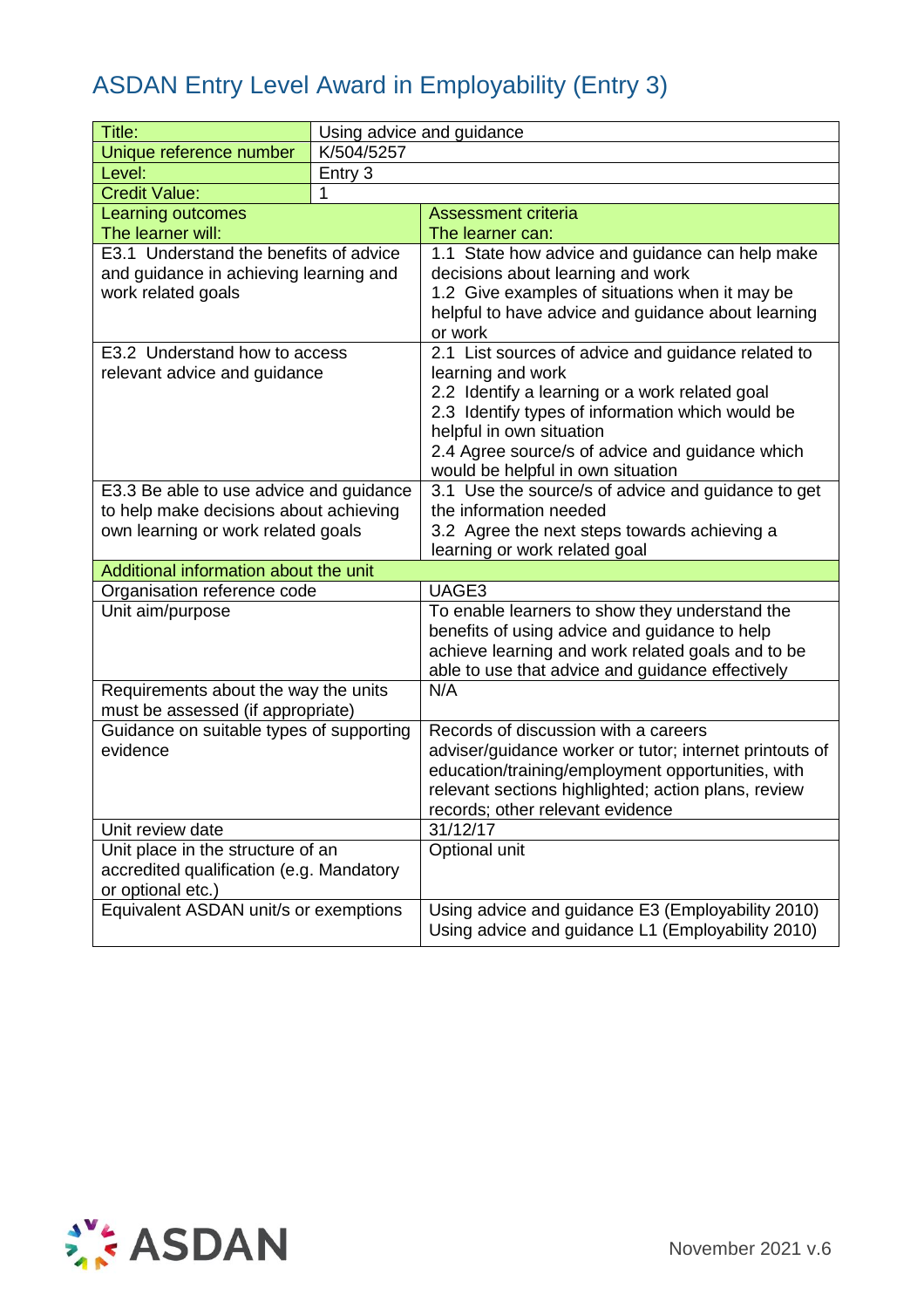# ASDAN Entry Level Award in Employability (Entry 3)

| Title: | Using advice and guidance |
|---|---|
| Unique reference number | K/504/5257 |
| Level: | Entry 3 |
| Credit Value: | 1 |

| Learning outcomes<br>The learner will: | Assessment criteria<br>The learner can: |
|---|---|
| E3.1 Understand the benefits of advice and guidance in achieving learning and work related goals | 1.1 State how advice and guidance can help make decisions about learning and work<br>1.2 Give examples of situations when it may be helpful to have advice and guidance about learning or work |
| E3.2 Understand how to access relevant advice and guidance | 2.1 List sources of advice and guidance related to learning and work<br>2.2 Identify a learning or a work related goal<br>2.3 Identify types of information which would be helpful in own situation<br>2.4 Agree source/s of advice and guidance which would be helpful in own situation |
| E3.3 Be able to use advice and guidance to help make decisions about achieving own learning or work related goals | 3.1 Use the source/s of advice and guidance to get the information needed<br>3.2 Agree the next steps towards achieving a learning or work related goal |
| **Additional information about the unit** | |
| Organisation reference code | UAGE3 |
| Unit aim/purpose | To enable learners to show they understand the benefits of using advice and guidance to help achieve learning and work related goals and to be able to use that advice and guidance effectively |
| Requirements about the way the units must be assessed (if appropriate) | N/A |
| Guidance on suitable types of supporting evidence | Records of discussion with a careers adviser/guidance worker or tutor; internet printouts of education/training/employment opportunities, with relevant sections highlighted; action plans, review records; other relevant evidence |
| Unit review date | 31/12/17 |
| Unit place in the structure of an accredited qualification (e.g. Mandatory or optional etc.) | Optional unit |
| Equivalent ASDAN unit/s or exemptions | Using advice and guidance E3 (Employability 2010)<br>Using advice and guidance L1 (Employability 2010) |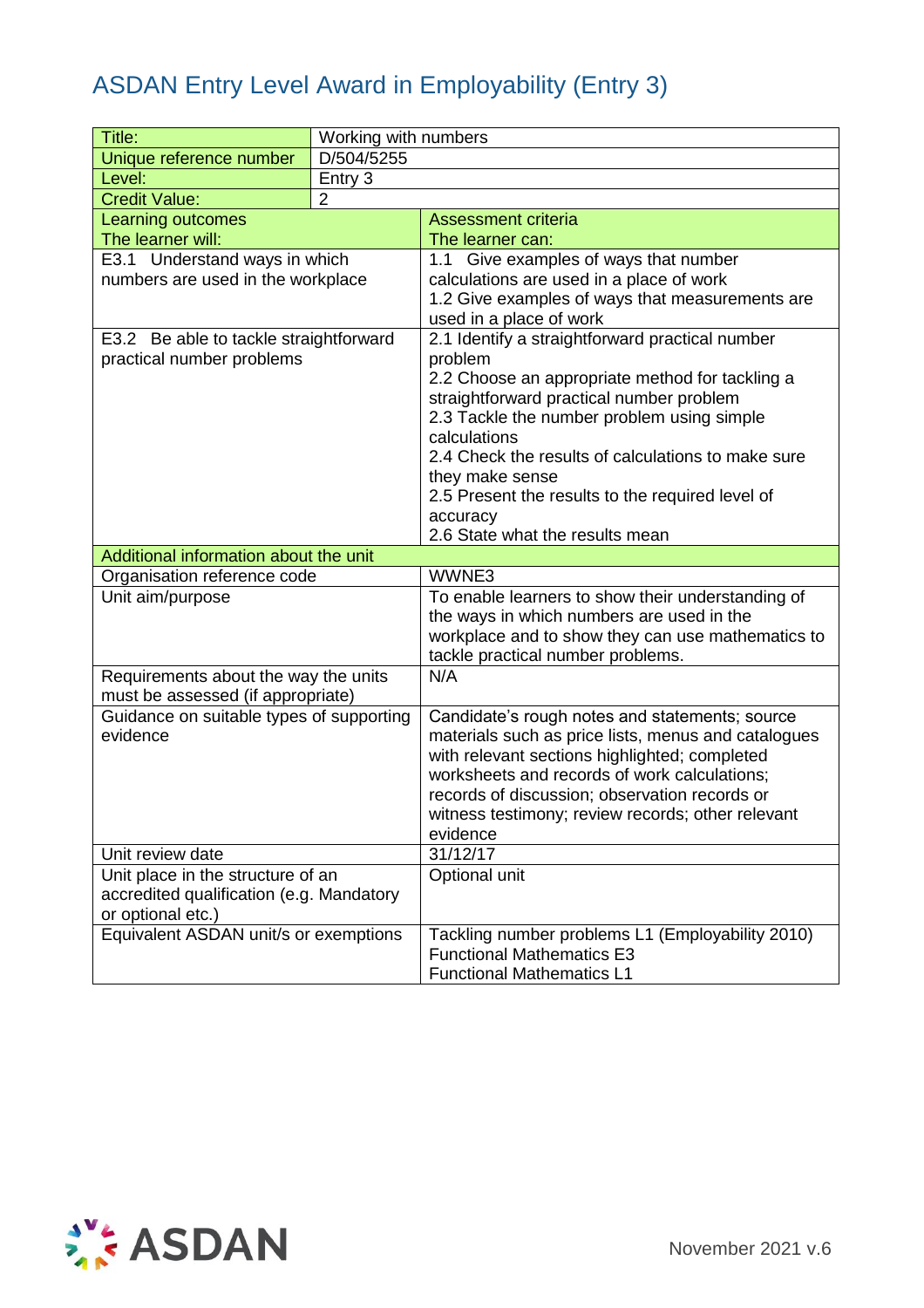# ASDAN Entry Level Award in Employability (Entry 3)

| Title: | Working with numbers |
|---|---|
| Unique reference number | D/504/5255 |
| Level: | Entry 3 |
| Credit Value: | 2 |

| Learning outcomes<br>The learner will: | Assessment criteria<br>The learner can: |
|---|---|
| E3.1 Understand ways in which numbers are used in the workplace | 1.1 Give examples of ways that number calculations are used in a place of work<br>1.2 Give examples of ways that measurements are used in a place of work |
| E3.2 Be able to tackle straightforward practical number problems | 2.1 Identify a straightforward practical number problem<br>2.2 Choose an appropriate method for tackling a straightforward practical number problem<br>2.3 Tackle the number problem using simple calculations<br>2.4 Check the results of calculations to make sure they make sense<br>2.5 Present the results to the required level of accuracy<br>2.6 State what the results mean |
| **Additional information about the unit** | |
| Organisation reference code | WWNE3 |
| Unit aim/purpose | To enable learners to show their understanding of the ways in which numbers are used in the workplace and to show they can use mathematics to tackle practical number problems. |
| Requirements about the way the units must be assessed (if appropriate) | N/A |
| Guidance on suitable types of supporting evidence | Candidate's rough notes and statements; source materials such as price lists, menus and catalogues with relevant sections highlighted; completed worksheets and records of work calculations; records of discussion; observation records or witness testimony; review records; other relevant evidence |
| Unit review date | 31/12/17 |
| Unit place in the structure of an accredited qualification (e.g. Mandatory or optional etc.) | Optional unit |
| Equivalent ASDAN unit/s or exemptions | Tackling number problems L1 (Employability 2010)<br>Functional Mathematics E3<br>Functional Mathematics L1 |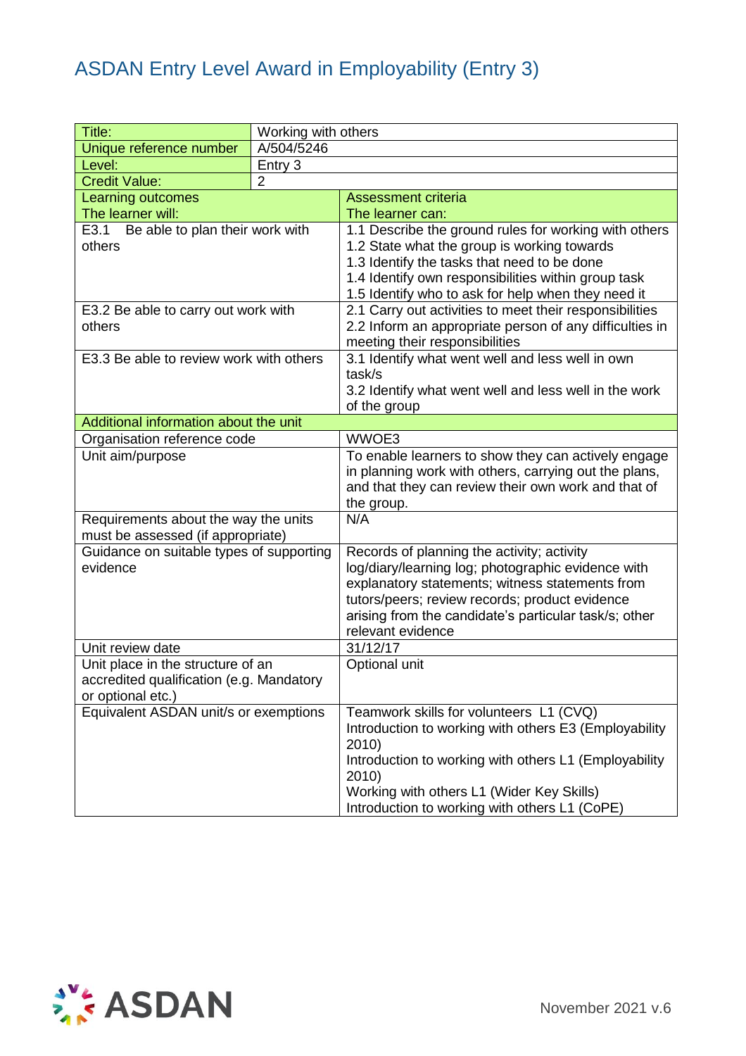# ASDAN Entry Level Award in Employability (Entry 3)

| Title: | Working with others |
|---|---|
| Unique reference number | A/504/5246 |
| Level: | Entry 3 |
| Credit Value: | 2 |

| Learning outcomes<br>The learner will: | Assessment criteria<br>The learner can: |
|---|---|
| E3.1 Be able to plan their work with others | 1.1 Describe the ground rules for working with others<br>1.2 State what the group is working towards<br>1.3 Identify the tasks that need to be done<br>1.4 Identify own responsibilities within group task<br>1.5 Identify who to ask for help when they need it |
| E3.2 Be able to carry out work with others | 2.1 Carry out activities to meet their responsibilities<br>2.2 Inform an appropriate person of any difficulties in meeting their responsibilities |
| E3.3 Be able to review work with others | 3.1 Identify what went well and less well in own task/s<br>3.2 Identify what went well and less well in the work of the group |
| **Additional information about the unit** | |
| Organisation reference code | WWOE3 |
| Unit aim/purpose | To enable learners to show they can actively engage in planning work with others, carrying out the plans, and that they can review their own work and that of the group. |
| Requirements about the way the units must be assessed (if appropriate) | N/A |
| Guidance on suitable types of supporting evidence | Records of planning the activity; activity log/diary/learning log; photographic evidence with explanatory statements; witness statements from tutors/peers; review records; product evidence arising from the candidate's particular task/s; other relevant evidence |
| Unit review date | 31/12/17 |
| Unit place in the structure of an accredited qualification (e.g. Mandatory or optional etc.) | Optional unit |
| Equivalent ASDAN unit/s or exemptions | Teamwork skills for volunteers L1 (CVQ)<br>Introduction to working with others E3 (Employability 2010)<br>Introduction to working with others L1 (Employability 2010)<br>Working with others L1 (Wider Key Skills)<br>Introduction to working with others L1 (CoPE) |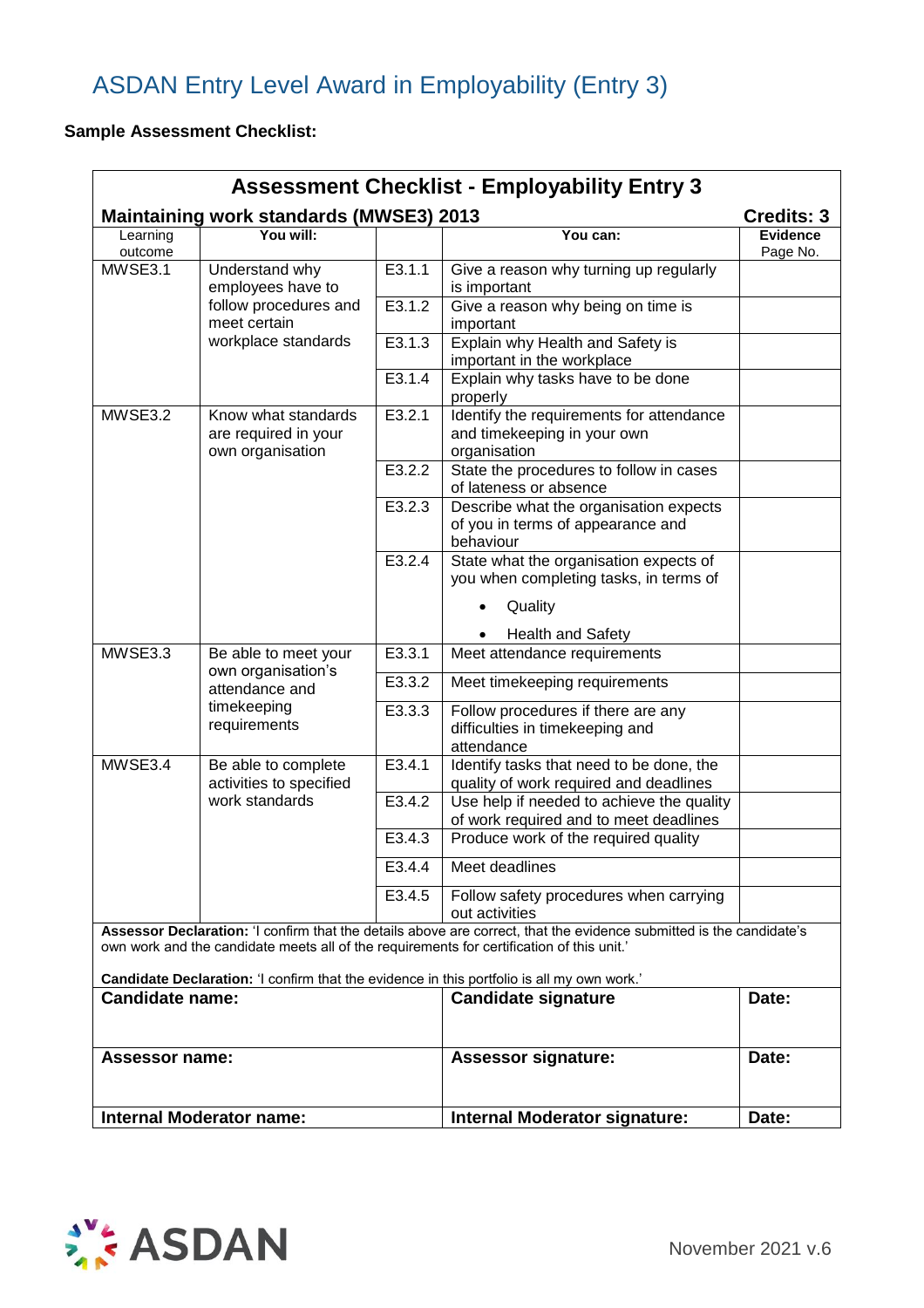# ASDAN Entry Level Award in Employability (Entry 3)

**Sample Assessment Checklist:**

| **Assessment Checklist - Employability Entry 3** | | | | |
|---|---|---|---|---|
| **Maintaining work standards (MWSE3) 2013** | | | | **Credits: 3** |
| Learning outcome | **You will:** | | **You can:** | **Evidence** Page No. |
| MWSE3.1 | Understand why employees have to follow procedures and meet certain workplace standards | E3.1.1 | Give a reason why turning up regularly is important | |
| | | E3.1.2 | Give a reason why being on time is important | |
| | | E3.1.3 | Explain why Health and Safety is important in the workplace | |
| | | E3.1.4 | Explain why tasks have to be done properly | |
| MWSE3.2 | Know what standards are required in your own organisation | E3.2.1 | Identify the requirements for attendance and timekeeping in your own organisation | |
| | | E3.2.2 | State the procedures to follow in cases of lateness or absence | |
| | | E3.2.3 | Describe what the organisation expects of you in terms of appearance and behaviour | |
| | | E3.2.4 | State what the organisation expects of you when completing tasks, in terms of<br>• Quality<br>• Health and Safety | |
| MWSE3.3 | Be able to meet your own organisation's attendance and timekeeping requirements | E3.3.1 | Meet attendance requirements | |
| | | E3.3.2 | Meet timekeeping requirements | |
| | | E3.3.3 | Follow procedures if there are any difficulties in timekeeping and attendance | |
| MWSE3.4 | Be able to complete activities to specified work standards | E3.4.1 | Identify tasks that need to be done, the quality of work required and deadlines | |
| | | E3.4.2 | Use help if needed to achieve the quality of work required and to meet deadlines | |
| | | E3.4.3 | Produce work of the required quality | |
| | | E3.4.4 | Meet deadlines | |
| | | E3.4.5 | Follow safety procedures when carrying out activities | |

**Assessor Declaration:** 'I confirm that the details above are correct, that the evidence submitted is the candidate's own work and the candidate meets all of the requirements for certification of this unit.'

**Candidate Declaration:** 'I confirm that the evidence in this portfolio is all my own work.'

| **Candidate name:** | **Candidate signature** | **Date:** |
|---|---|---|
| **Assessor name:** | **Assessor signature:** | **Date:** |
| **Internal Moderator name:** | **Internal Moderator signature:** | **Date:** |

ASDAN